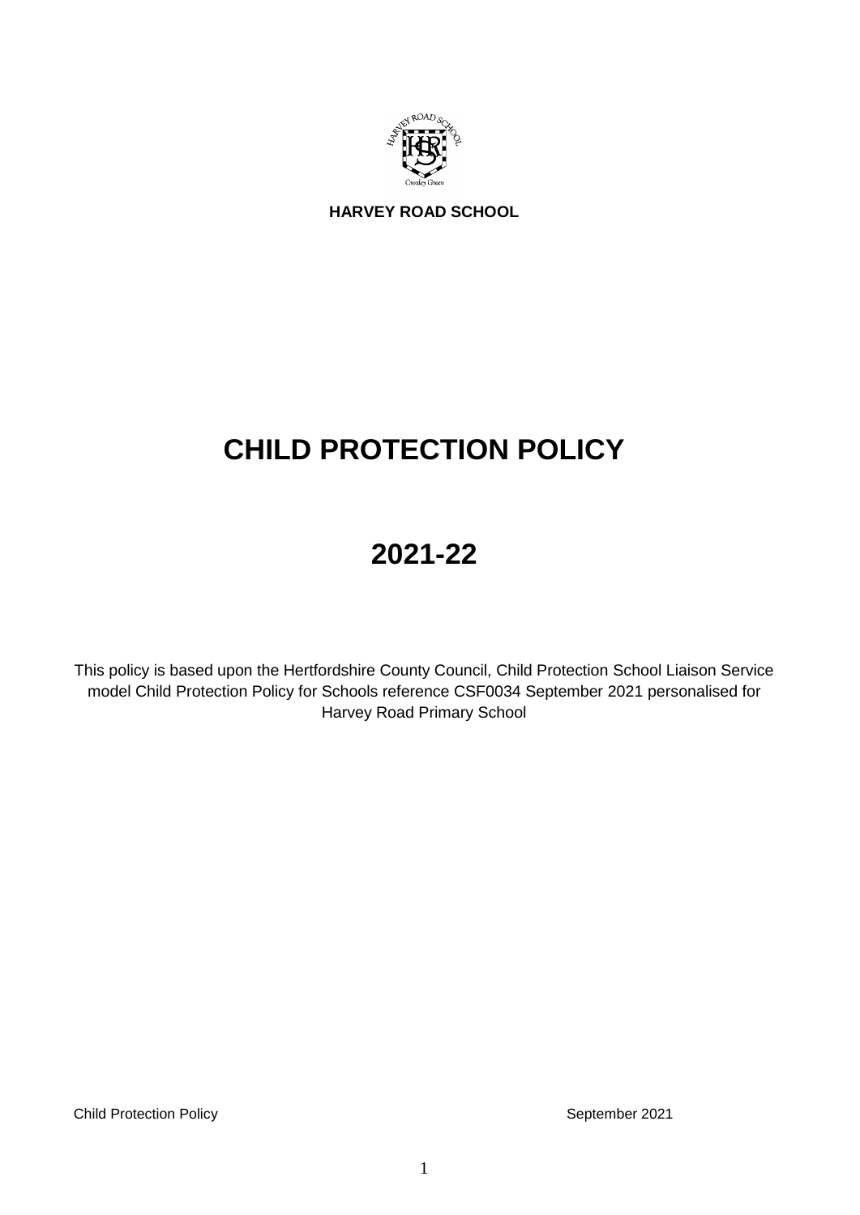**HARVEY ROAD SCHOOL**

# CHILD PROTECTION POLICY

# 2021-22

This policy is based upon the Hertfordshire County Council, Child Protection School Liaison Service model Child Protection Policy for Schools reference CSF0034 September 2021 personalised for Harvey Road Primary School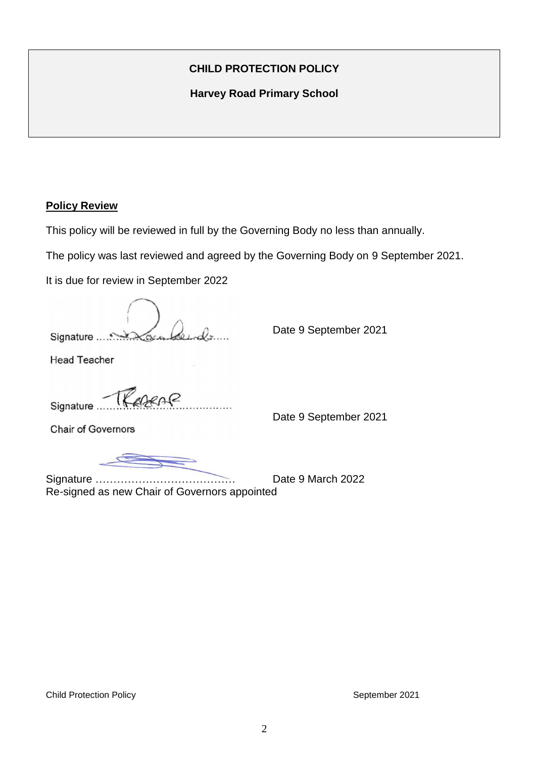**CHILD PROTECTION POLICY**

**Harvey Road Primary School**

**Policy Review**

This policy will be reviewed in full by the Governing Body no less than annually.

The policy was last reviewed and agreed by the Governing Body on 9 September 2021.

It is due for review in September 2022

Signature ……………………… Date 9 September 2021

Head Teacher

Signature ……………………… Date 9 September 2021

Chair of Governors

Signature ……………………… Date 9 March 2022

Re-signed as new Chair of Governors appointed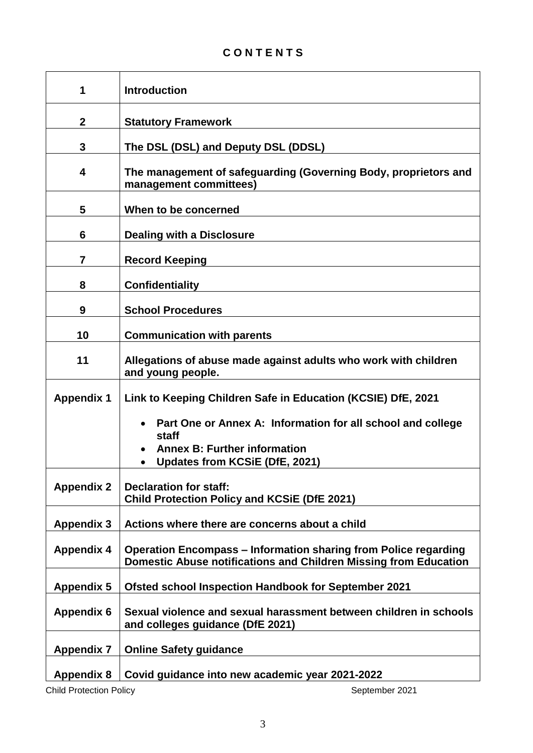# C O N T E N T S

| | |
|---|---|
| **1** | **Introduction** |
| **2** | **Statutory Framework** |
| **3** | **The DSL (DSL) and Deputy DSL (DDSL)** |
| **4** | **The management of safeguarding (Governing Body, proprietors and management committees)** |
| **5** | **When to be concerned** |
| **6** | **Dealing with a Disclosure** |
| **7** | **Record Keeping** |
| **8** | **Confidentiality** |
| **9** | **School Procedures** |
| **10** | **Communication with parents** |
| **11** | **Allegations of abuse made against adults who work with children and young people.** |
| **Appendix 1** | **Link to Keeping Children Safe in Education (KCSIE) DfE, 2021**<br>• **Part One or Annex A: Information for all school and college staff**<br>• **Annex B: Further information**<br>• **Updates from KCSiE (DfE, 2021)** |
| **Appendix 2** | **Declaration for staff:**<br>**Child Protection Policy and KCSiE (DfE 2021)** |
| **Appendix 3** | **Actions where there are concerns about a child** |
| **Appendix 4** | **Operation Encompass – Information sharing from Police regarding Domestic Abuse notifications and Children Missing from Education** |
| **Appendix 5** | **Ofsted school Inspection Handbook for September 2021** |
| **Appendix 6** | **Sexual violence and sexual harassment between children in schools and colleges guidance (DfE 2021)** |
| **Appendix 7** | **Online Safety guidance** |
| **Appendix 8** | **Covid guidance into new academic year 2021-2022** |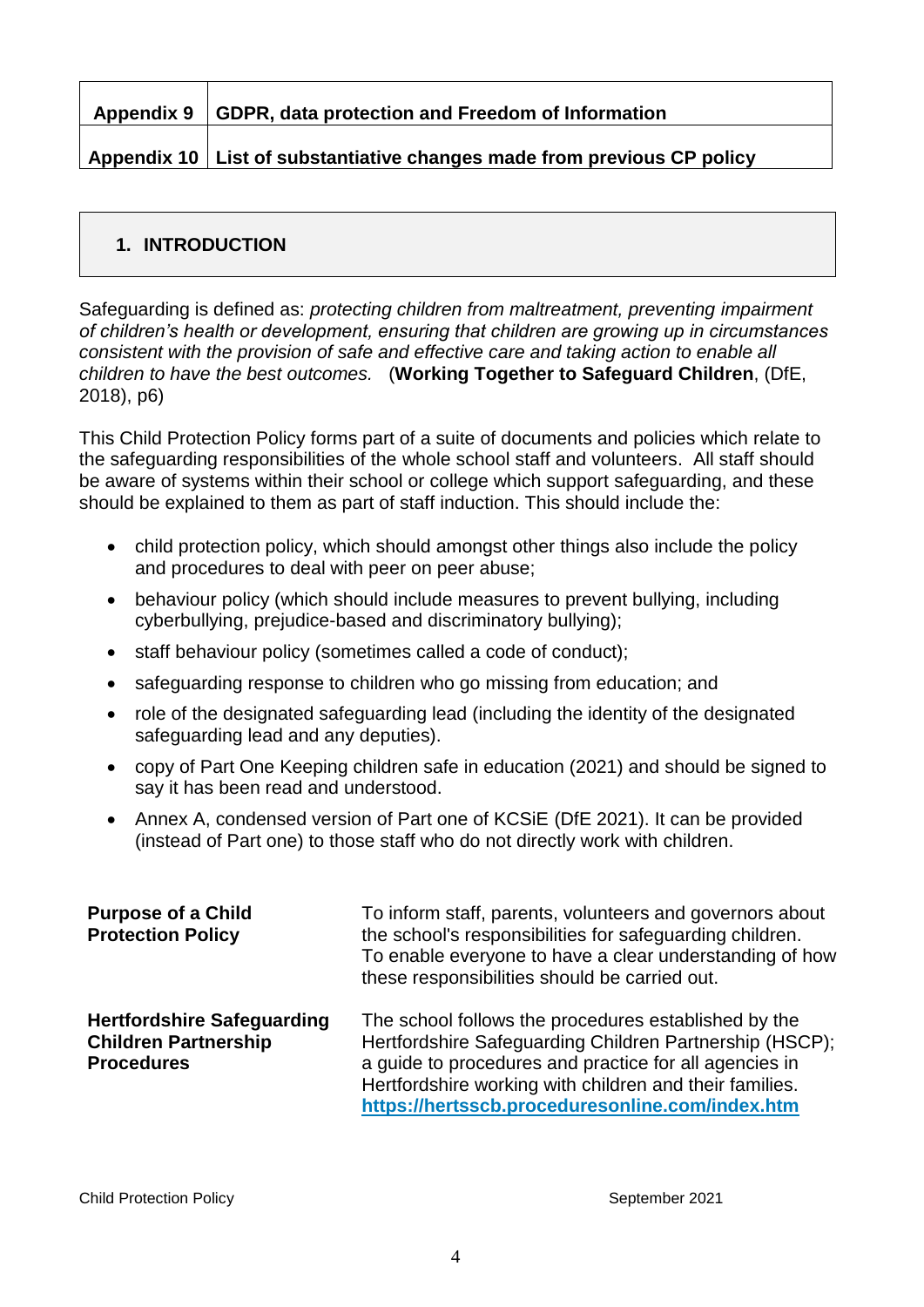| Appendix 9 | GDPR, data protection and Freedom of Information |
|---|---|
| Appendix 10 | List of substantiative changes made from previous CP policy |

## 1. INTRODUCTION

Safeguarding is defined as: *protecting children from maltreatment, preventing impairment of children's health or development, ensuring that children are growing up in circumstances consistent with the provision of safe and effective care and taking action to enable all children to have the best outcomes.* (**Working Together to Safeguard Children**, (DfE, 2018), p6)

This Child Protection Policy forms part of a suite of documents and policies which relate to the safeguarding responsibilities of the whole school staff and volunteers. All staff should be aware of systems within their school or college which support safeguarding, and these should be explained to them as part of staff induction. This should include the:

- child protection policy, which should amongst other things also include the policy and procedures to deal with peer on peer abuse;
- behaviour policy (which should include measures to prevent bullying, including cyberbullying, prejudice-based and discriminatory bullying);
- staff behaviour policy (sometimes called a code of conduct);
- safeguarding response to children who go missing from education; and
- role of the designated safeguarding lead (including the identity of the designated safeguarding lead and any deputies).
- copy of Part One Keeping children safe in education (2021) and should be signed to say it has been read and understood.
- Annex A, condensed version of Part one of KCSiE (DfE 2021). It can be provided (instead of Part one) to those staff who do not directly work with children.

| | |
|---|---|
| **Purpose of a Child Protection Policy** | To inform staff, parents, volunteers and governors about the school's responsibilities for safeguarding children. To enable everyone to have a clear understanding of how these responsibilities should be carried out. |
| **Hertfordshire Safeguarding Children Partnership Procedures** | The school follows the procedures established by the Hertfordshire Safeguarding Children Partnership (HSCP); a guide to procedures and practice for all agencies in Hertfordshire working with children and their families. **https://hertsscb.proceduresonline.com/index.htm** |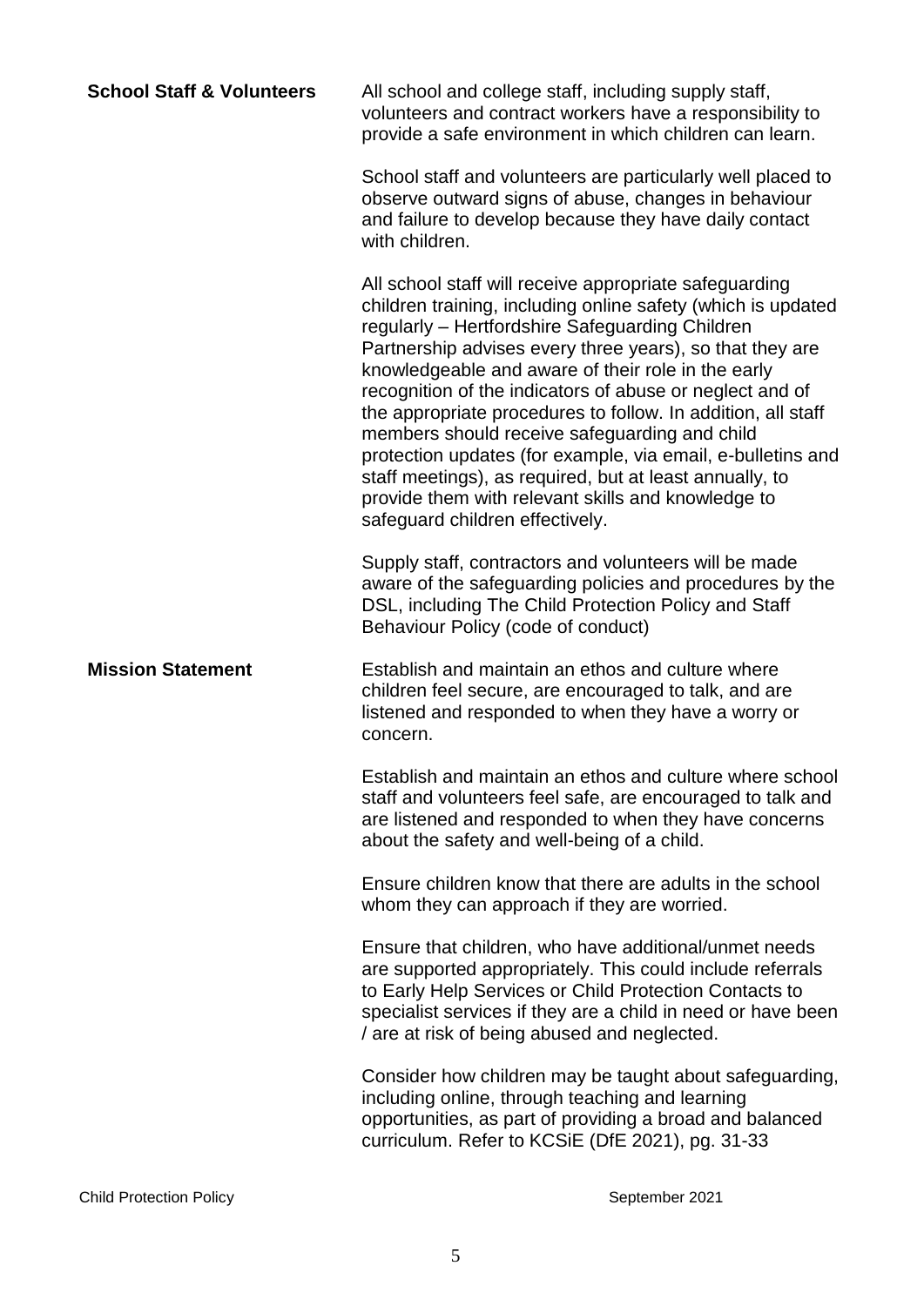**School Staff & Volunteers**

All school and college staff, including supply staff, volunteers and contract workers have a responsibility to provide a safe environment in which children can learn.

School staff and volunteers are particularly well placed to observe outward signs of abuse, changes in behaviour and failure to develop because they have daily contact with children.

All school staff will receive appropriate safeguarding children training, including online safety (which is updated regularly – Hertfordshire Safeguarding Children Partnership advises every three years), so that they are knowledgeable and aware of their role in the early recognition of the indicators of abuse or neglect and of the appropriate procedures to follow. In addition, all staff members should receive safeguarding and child protection updates (for example, via email, e-bulletins and staff meetings), as required, but at least annually, to provide them with relevant skills and knowledge to safeguard children effectively.

Supply staff, contractors and volunteers will be made aware of the safeguarding policies and procedures by the DSL, including The Child Protection Policy and Staff Behaviour Policy (code of conduct)

**Mission Statement**

Establish and maintain an ethos and culture where children feel secure, are encouraged to talk, and are listened and responded to when they have a worry or concern.

Establish and maintain an ethos and culture where school staff and volunteers feel safe, are encouraged to talk and are listened and responded to when they have concerns about the safety and well-being of a child.

Ensure children know that there are adults in the school whom they can approach if they are worried.

Ensure that children, who have additional/unmet needs are supported appropriately. This could include referrals to Early Help Services or Child Protection Contacts to specialist services if they are a child in need or have been / are at risk of being abused and neglected.

Consider how children may be taught about safeguarding, including online, through teaching and learning opportunities, as part of providing a broad and balanced curriculum. Refer to KCSiE (DfE 2021), pg. 31-33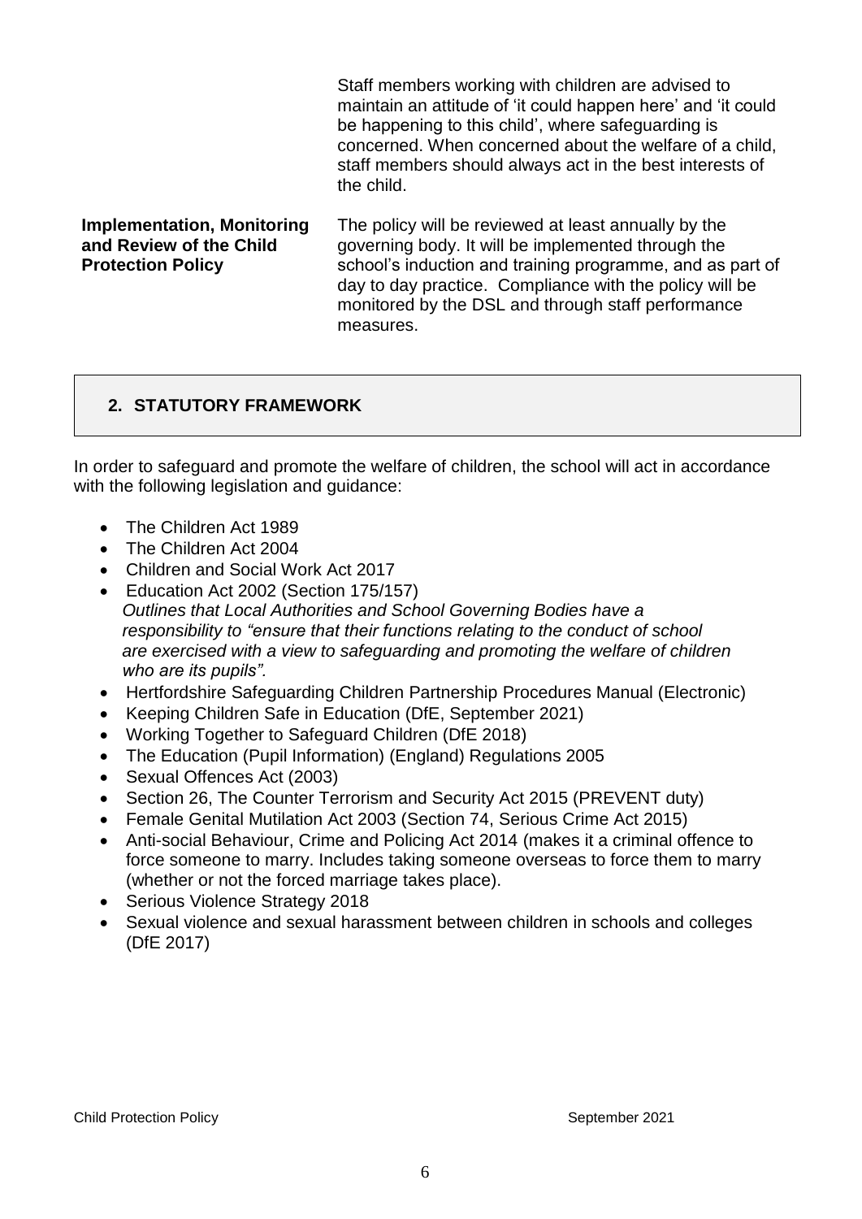| | |
|---|---|
| | Staff members working with children are advised to maintain an attitude of 'it could happen here' and 'it could be happening to this child', where safeguarding is concerned. When concerned about the welfare of a child, staff members should always act in the best interests of the child. |
| **Implementation, Monitoring and Review of the Child Protection Policy** | The policy will be reviewed at least annually by the governing body. It will be implemented through the school's induction and training programme, and as part of day to day practice. Compliance with the policy will be monitored by the DSL and through staff performance measures. |

## 2. STATUTORY FRAMEWORK

In order to safeguard and promote the welfare of children, the school will act in accordance with the following legislation and guidance:

- The Children Act 1989
- The Children Act 2004
- Children and Social Work Act 2017
- Education Act 2002 (Section 175/157)
  *Outlines that Local Authorities and School Governing Bodies have a responsibility to "ensure that their functions relating to the conduct of school are exercised with a view to safeguarding and promoting the welfare of children who are its pupils".*
- Hertfordshire Safeguarding Children Partnership Procedures Manual (Electronic)
- Keeping Children Safe in Education (DfE, September 2021)
- Working Together to Safeguard Children (DfE 2018)
- The Education (Pupil Information) (England) Regulations 2005
- Sexual Offences Act (2003)
- Section 26, The Counter Terrorism and Security Act 2015 (PREVENT duty)
- Female Genital Mutilation Act 2003 (Section 74, Serious Crime Act 2015)
- Anti-social Behaviour, Crime and Policing Act 2014 (makes it a criminal offence to force someone to marry. Includes taking someone overseas to force them to marry (whether or not the forced marriage takes place).
- Serious Violence Strategy 2018
- Sexual violence and sexual harassment between children in schools and colleges (DfE 2017)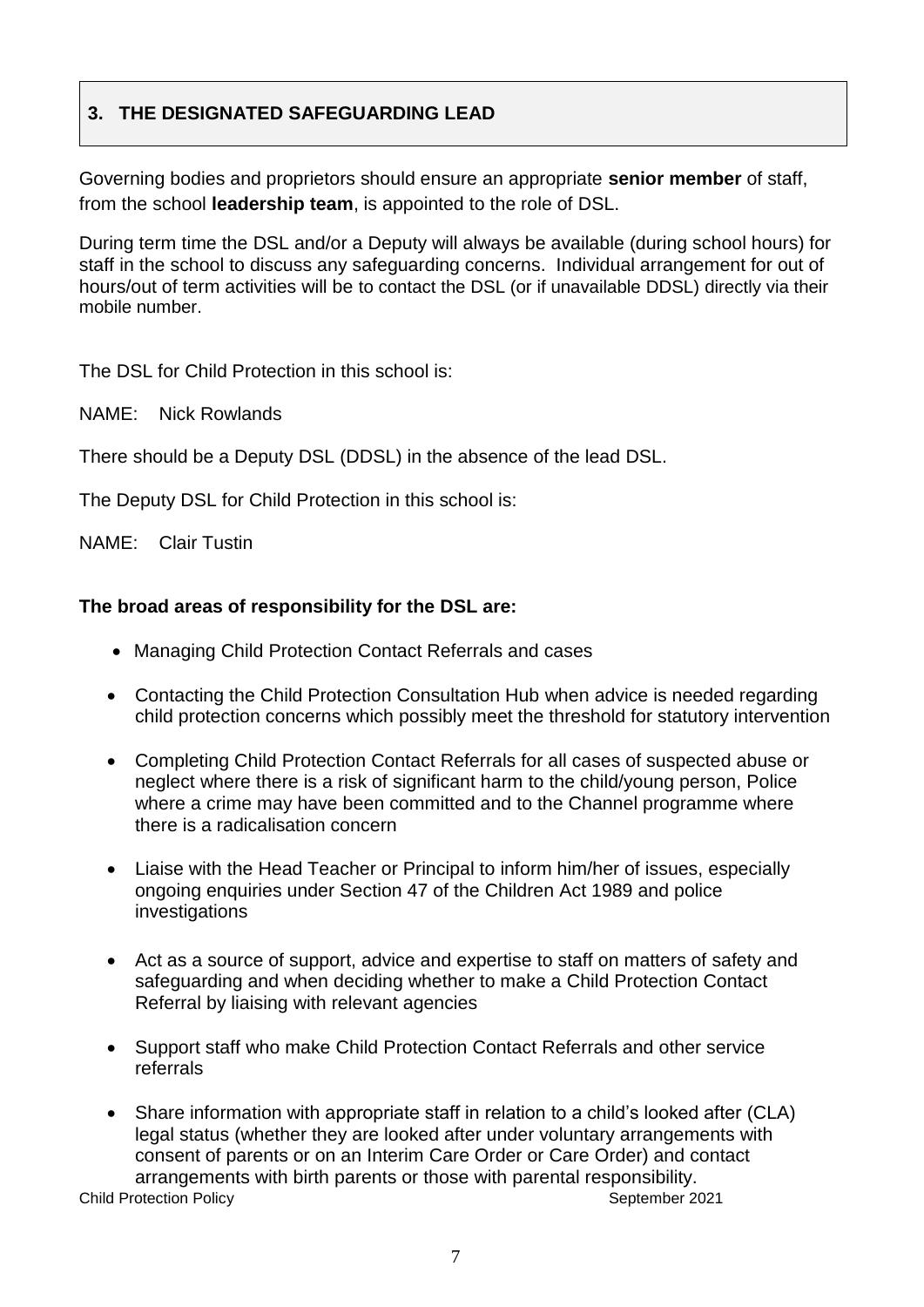## 3. THE DESIGNATED SAFEGUARDING LEAD

Governing bodies and proprietors should ensure an appropriate **senior member** of staff, from the school **leadership team**, is appointed to the role of DSL.

During term time the DSL and/or a Deputy will always be available (during school hours) for staff in the school to discuss any safeguarding concerns. Individual arrangement for out of hours/out of term activities will be to contact the DSL (or if unavailable DDSL) directly via their mobile number.

The DSL for Child Protection in this school is:

NAME: Nick Rowlands

There should be a Deputy DSL (DDSL) in the absence of the lead DSL.

The Deputy DSL for Child Protection in this school is:

NAME: Clair Tustin

**The broad areas of responsibility for the DSL are:**

- Managing Child Protection Contact Referrals and cases
- Contacting the Child Protection Consultation Hub when advice is needed regarding child protection concerns which possibly meet the threshold for statutory intervention
- Completing Child Protection Contact Referrals for all cases of suspected abuse or neglect where there is a risk of significant harm to the child/young person, Police where a crime may have been committed and to the Channel programme where there is a radicalisation concern
- Liaise with the Head Teacher or Principal to inform him/her of issues, especially ongoing enquiries under Section 47 of the Children Act 1989 and police investigations
- Act as a source of support, advice and expertise to staff on matters of safety and safeguarding and when deciding whether to make a Child Protection Contact Referral by liaising with relevant agencies
- Support staff who make Child Protection Contact Referrals and other service referrals
- Share information with appropriate staff in relation to a child's looked after (CLA) legal status (whether they are looked after under voluntary arrangements with consent of parents or on an Interim Care Order or Care Order) and contact arrangements with birth parents or those with parental responsibility.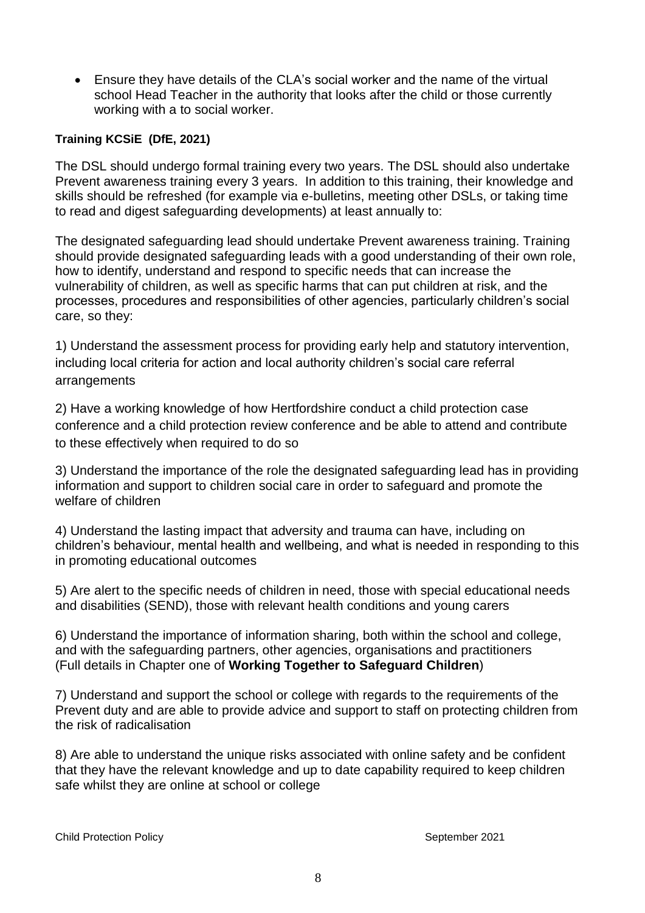- Ensure they have details of the CLA's social worker and the name of the virtual school Head Teacher in the authority that looks after the child or those currently working with a to social worker.

**Training KCSiE (DfE, 2021)**

The DSL should undergo formal training every two years. The DSL should also undertake Prevent awareness training every 3 years. In addition to this training, their knowledge and skills should be refreshed (for example via e-bulletins, meeting other DSLs, or taking time to read and digest safeguarding developments) at least annually to:

The designated safeguarding lead should undertake Prevent awareness training. Training should provide designated safeguarding leads with a good understanding of their own role, how to identify, understand and respond to specific needs that can increase the vulnerability of children, as well as specific harms that can put children at risk, and the processes, procedures and responsibilities of other agencies, particularly children's social care, so they:

1) Understand the assessment process for providing early help and statutory intervention, including local criteria for action and local authority children's social care referral arrangements

2) Have a working knowledge of how Hertfordshire conduct a child protection case conference and a child protection review conference and be able to attend and contribute to these effectively when required to do so

3) Understand the importance of the role the designated safeguarding lead has in providing information and support to children social care in order to safeguard and promote the welfare of children

4) Understand the lasting impact that adversity and trauma can have, including on children's behaviour, mental health and wellbeing, and what is needed in responding to this in promoting educational outcomes

5) Are alert to the specific needs of children in need, those with special educational needs and disabilities (SEND), those with relevant health conditions and young carers

6) Understand the importance of information sharing, both within the school and college, and with the safeguarding partners, other agencies, organisations and practitioners (Full details in Chapter one of **Working Together to Safeguard Children**)

7) Understand and support the school or college with regards to the requirements of the Prevent duty and are able to provide advice and support to staff on protecting children from the risk of radicalisation

8) Are able to understand the unique risks associated with online safety and be confident that they have the relevant knowledge and up to date capability required to keep children safe whilst they are online at school or college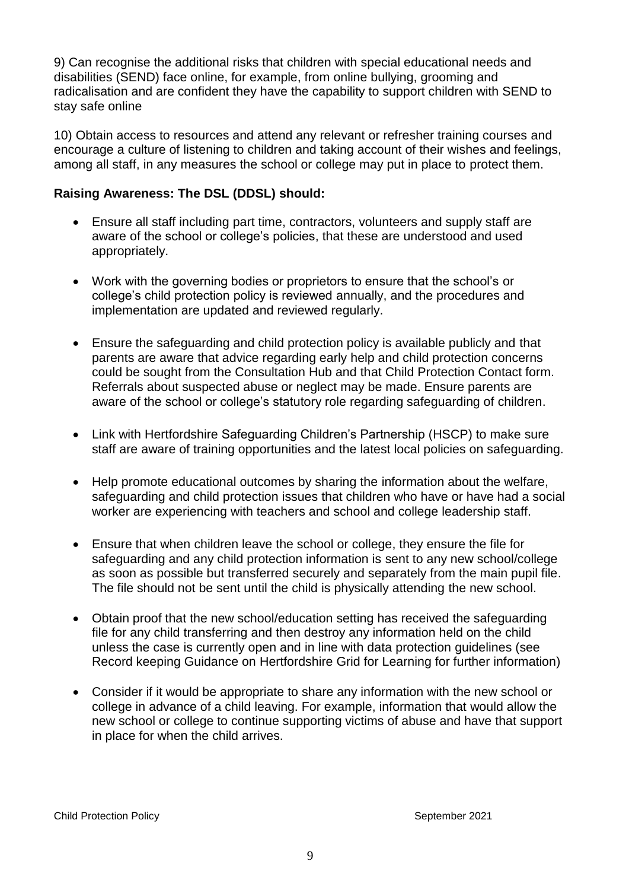9) Can recognise the additional risks that children with special educational needs and disabilities (SEND) face online, for example, from online bullying, grooming and radicalisation and are confident they have the capability to support children with SEND to stay safe online

10) Obtain access to resources and attend any relevant or refresher training courses and encourage a culture of listening to children and taking account of their wishes and feelings, among all staff, in any measures the school or college may put in place to protect them.

**Raising Awareness: The DSL (DDSL) should:**

- Ensure all staff including part time, contractors, volunteers and supply staff are aware of the school or college's policies, that these are understood and used appropriately.
- Work with the governing bodies or proprietors to ensure that the school's or college's child protection policy is reviewed annually, and the procedures and implementation are updated and reviewed regularly.
- Ensure the safeguarding and child protection policy is available publicly and that parents are aware that advice regarding early help and child protection concerns could be sought from the Consultation Hub and that Child Protection Contact form. Referrals about suspected abuse or neglect may be made. Ensure parents are aware of the school or college's statutory role regarding safeguarding of children.
- Link with Hertfordshire Safeguarding Children's Partnership (HSCP) to make sure staff are aware of training opportunities and the latest local policies on safeguarding.
- Help promote educational outcomes by sharing the information about the welfare, safeguarding and child protection issues that children who have or have had a social worker are experiencing with teachers and school and college leadership staff.
- Ensure that when children leave the school or college, they ensure the file for safeguarding and any child protection information is sent to any new school/college as soon as possible but transferred securely and separately from the main pupil file. The file should not be sent until the child is physically attending the new school.
- Obtain proof that the new school/education setting has received the safeguarding file for any child transferring and then destroy any information held on the child unless the case is currently open and in line with data protection guidelines (see Record keeping Guidance on Hertfordshire Grid for Learning for further information)
- Consider if it would be appropriate to share any information with the new school or college in advance of a child leaving. For example, information that would allow the new school or college to continue supporting victims of abuse and have that support in place for when the child arrives.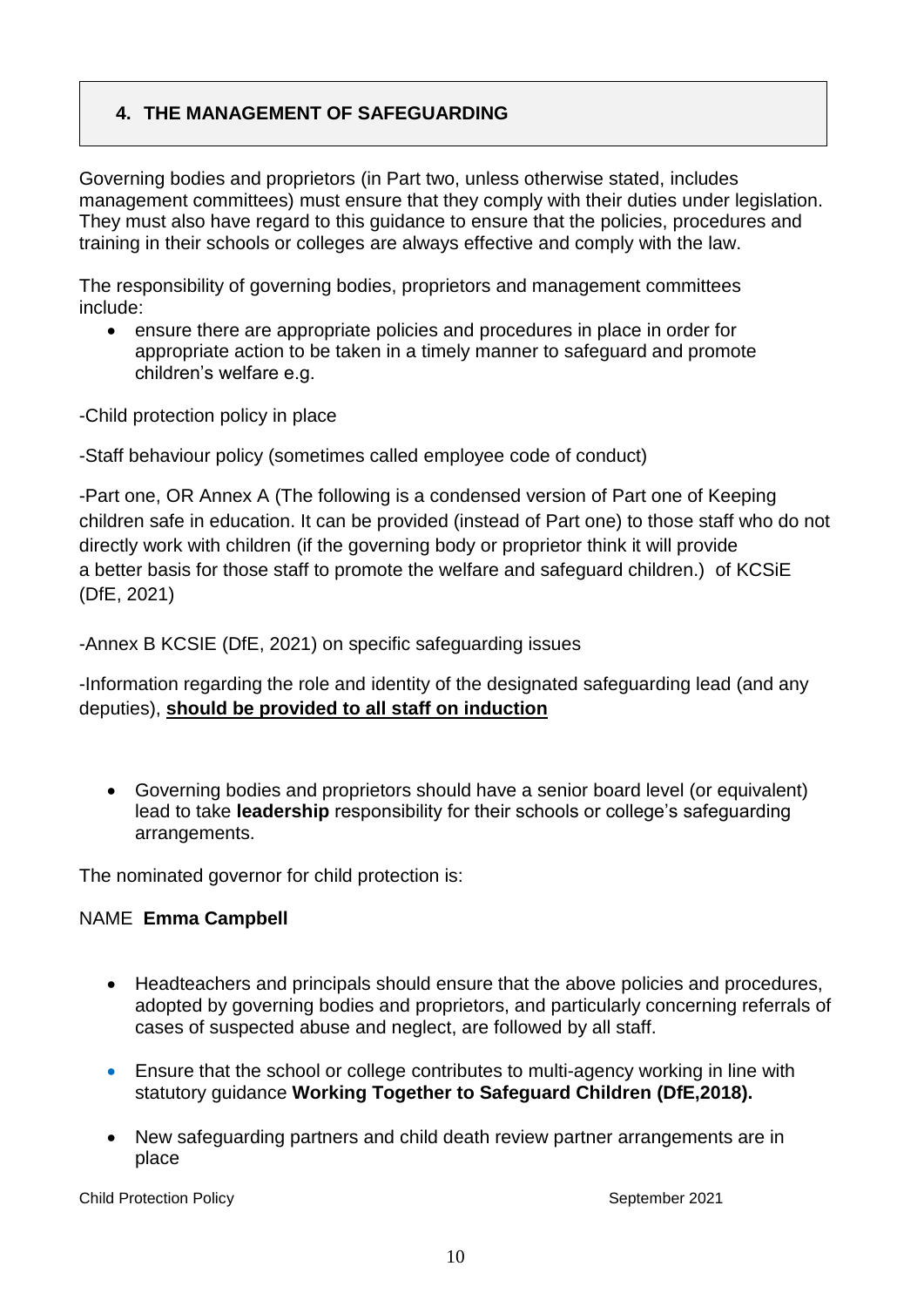## 4. THE MANAGEMENT OF SAFEGUARDING

Governing bodies and proprietors (in Part two, unless otherwise stated, includes management committees) must ensure that they comply with their duties under legislation. They must also have regard to this guidance to ensure that the policies, procedures and training in their schools or colleges are always effective and comply with the law.

The responsibility of governing bodies, proprietors and management committees include:

- ensure there are appropriate policies and procedures in place in order for appropriate action to be taken in a timely manner to safeguard and promote children's welfare e.g.

-Child protection policy in place

-Staff behaviour policy (sometimes called employee code of conduct)

-Part one, OR Annex A (The following is a condensed version of Part one of Keeping children safe in education. It can be provided (instead of Part one) to those staff who do not directly work with children (if the governing body or proprietor think it will provide a better basis for those staff to promote the welfare and safeguard children.) of KCSiE (DfE, 2021)

-Annex B KCSIE (DfE, 2021) on specific safeguarding issues

-Information regarding the role and identity of the designated safeguarding lead (and any deputies), **<u>should be provided to all staff on induction</u>**

- Governing bodies and proprietors should have a senior board level (or equivalent) lead to take **leadership** responsibility for their schools or college's safeguarding arrangements.

The nominated governor for child protection is:

NAME **Emma Campbell**

- Headteachers and principals should ensure that the above policies and procedures, adopted by governing bodies and proprietors, and particularly concerning referrals of cases of suspected abuse and neglect, are followed by all staff.
- Ensure that the school or college contributes to multi-agency working in line with statutory guidance **Working Together to Safeguard Children (DfE,2018).**
- New safeguarding partners and child death review partner arrangements are in place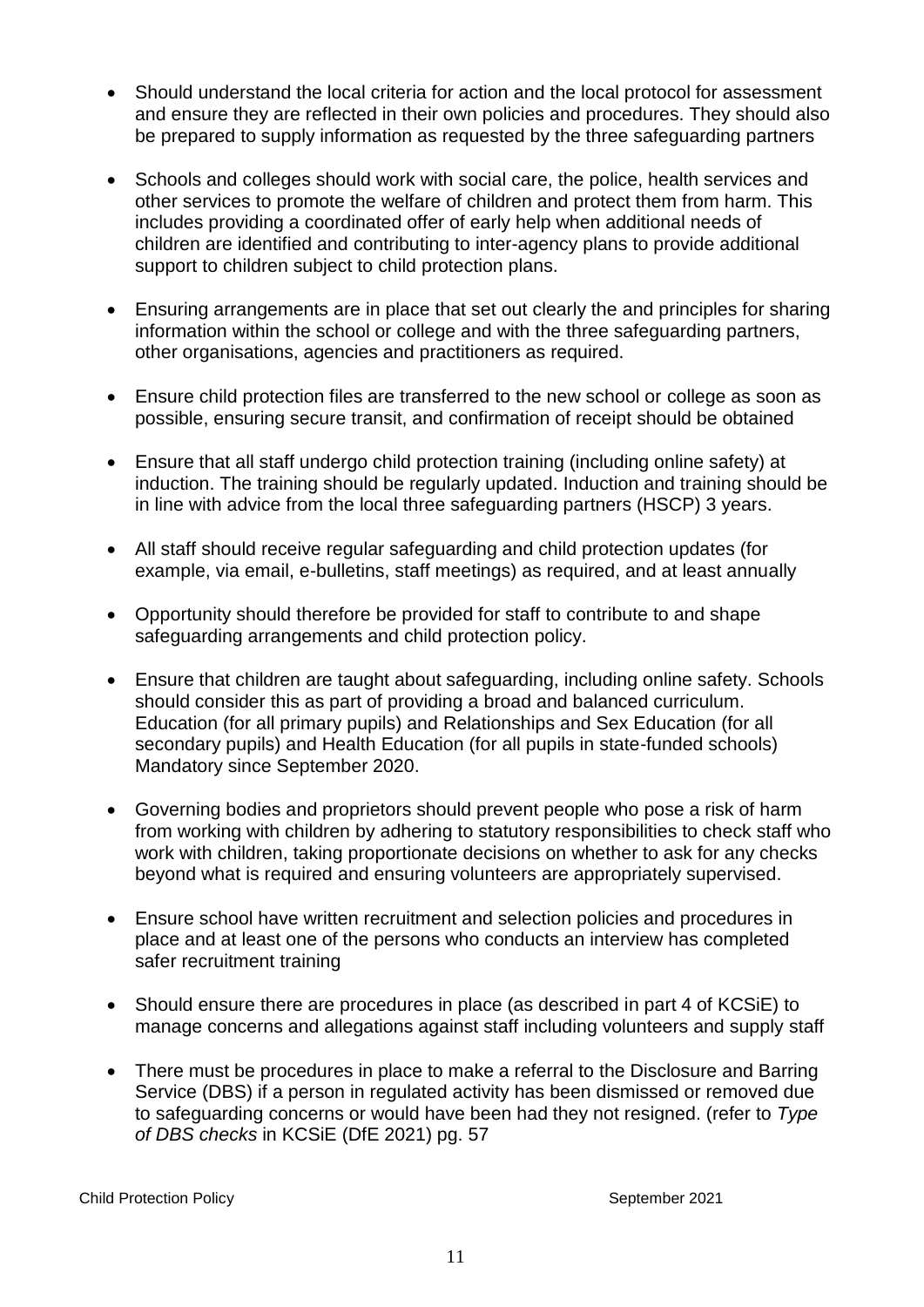- Should understand the local criteria for action and the local protocol for assessment and ensure they are reflected in their own policies and procedures. They should also be prepared to supply information as requested by the three safeguarding partners

- Schools and colleges should work with social care, the police, health services and other services to promote the welfare of children and protect them from harm. This includes providing a coordinated offer of early help when additional needs of children are identified and contributing to inter-agency plans to provide additional support to children subject to child protection plans.

- Ensuring arrangements are in place that set out clearly the and principles for sharing information within the school or college and with the three safeguarding partners, other organisations, agencies and practitioners as required.

- Ensure child protection files are transferred to the new school or college as soon as possible, ensuring secure transit, and confirmation of receipt should be obtained

- Ensure that all staff undergo child protection training (including online safety) at induction. The training should be regularly updated. Induction and training should be in line with advice from the local three safeguarding partners (HSCP) 3 years.

- All staff should receive regular safeguarding and child protection updates (for example, via email, e-bulletins, staff meetings) as required, and at least annually

- Opportunity should therefore be provided for staff to contribute to and shape safeguarding arrangements and child protection policy.

- Ensure that children are taught about safeguarding, including online safety. Schools should consider this as part of providing a broad and balanced curriculum. Education (for all primary pupils) and Relationships and Sex Education (for all secondary pupils) and Health Education (for all pupils in state-funded schools) Mandatory since September 2020.

- Governing bodies and proprietors should prevent people who pose a risk of harm from working with children by adhering to statutory responsibilities to check staff who work with children, taking proportionate decisions on whether to ask for any checks beyond what is required and ensuring volunteers are appropriately supervised.

- Ensure school have written recruitment and selection policies and procedures in place and at least one of the persons who conducts an interview has completed safer recruitment training

- Should ensure there are procedures in place (as described in part 4 of KCSiE) to manage concerns and allegations against staff including volunteers and supply staff

- There must be procedures in place to make a referral to the Disclosure and Barring Service (DBS) if a person in regulated activity has been dismissed or removed due to safeguarding concerns or would have been had they not resigned. (refer to *Type of DBS checks* in KCSiE (DfE 2021) pg. 57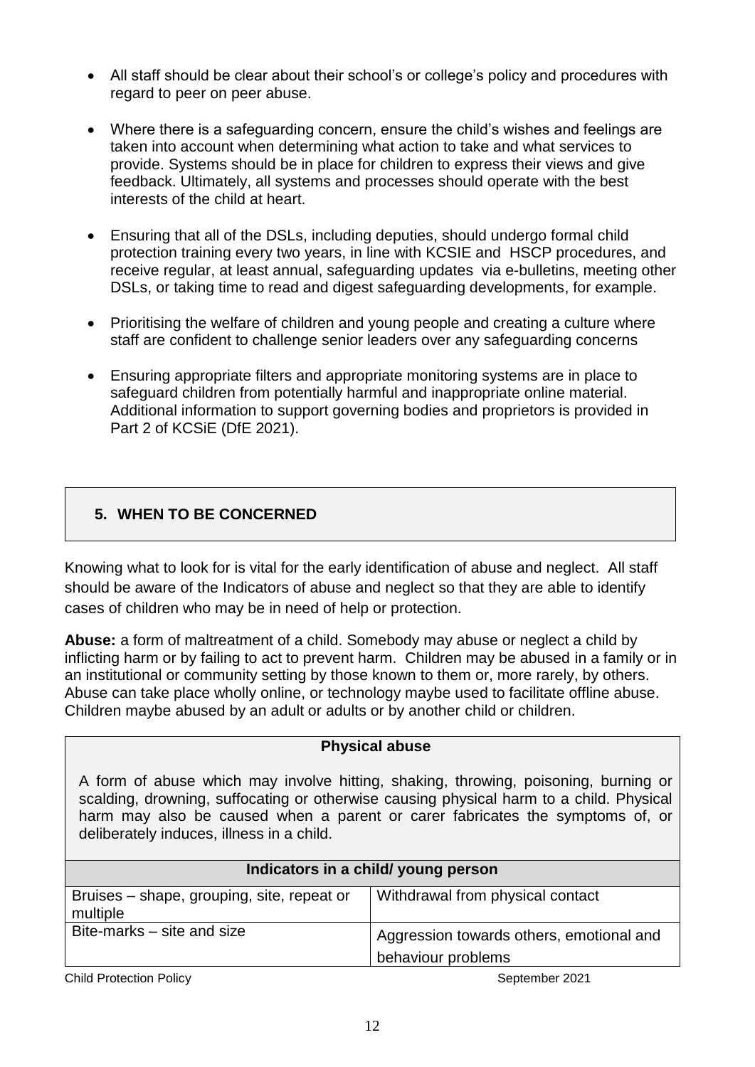- All staff should be clear about their school's or college's policy and procedures with regard to peer on peer abuse.
- Where there is a safeguarding concern, ensure the child's wishes and feelings are taken into account when determining what action to take and what services to provide. Systems should be in place for children to express their views and give feedback. Ultimately, all systems and processes should operate with the best interests of the child at heart.
- Ensuring that all of the DSLs, including deputies, should undergo formal child protection training every two years, in line with KCSIE and HSCP procedures, and receive regular, at least annual, safeguarding updates via e-bulletins, meeting other DSLs, or taking time to read and digest safeguarding developments, for example.
- Prioritising the welfare of children and young people and creating a culture where staff are confident to challenge senior leaders over any safeguarding concerns
- Ensuring appropriate filters and appropriate monitoring systems are in place to safeguard children from potentially harmful and inappropriate online material. Additional information to support governing bodies and proprietors is provided in Part 2 of KCSiE (DfE 2021).

## 5. WHEN TO BE CONCERNED

Knowing what to look for is vital for the early identification of abuse and neglect. All staff should be aware of the Indicators of abuse and neglect so that they are able to identify cases of children who may be in need of help or protection.

**Abuse:** a form of maltreatment of a child. Somebody may abuse or neglect a child by inflicting harm or by failing to act to prevent harm. Children may be abused in a family or in an institutional or community setting by those known to them or, more rarely, by others. Abuse can take place wholly online, or technology maybe used to facilitate offline abuse. Children maybe abused by an adult or adults or by another child or children.

**Physical abuse**

A form of abuse which may involve hitting, shaking, throwing, poisoning, burning or scalding, drowning, suffocating or otherwise causing physical harm to a child. Physical harm may also be caused when a parent or carer fabricates the symptoms of, or deliberately induces, illness in a child.

| **Indicators in a child/ young person** | |
|---|---|
| Bruises – shape, grouping, site, repeat or multiple | Withdrawal from physical contact |
| Bite-marks – site and size | Aggression towards others, emotional and behaviour problems |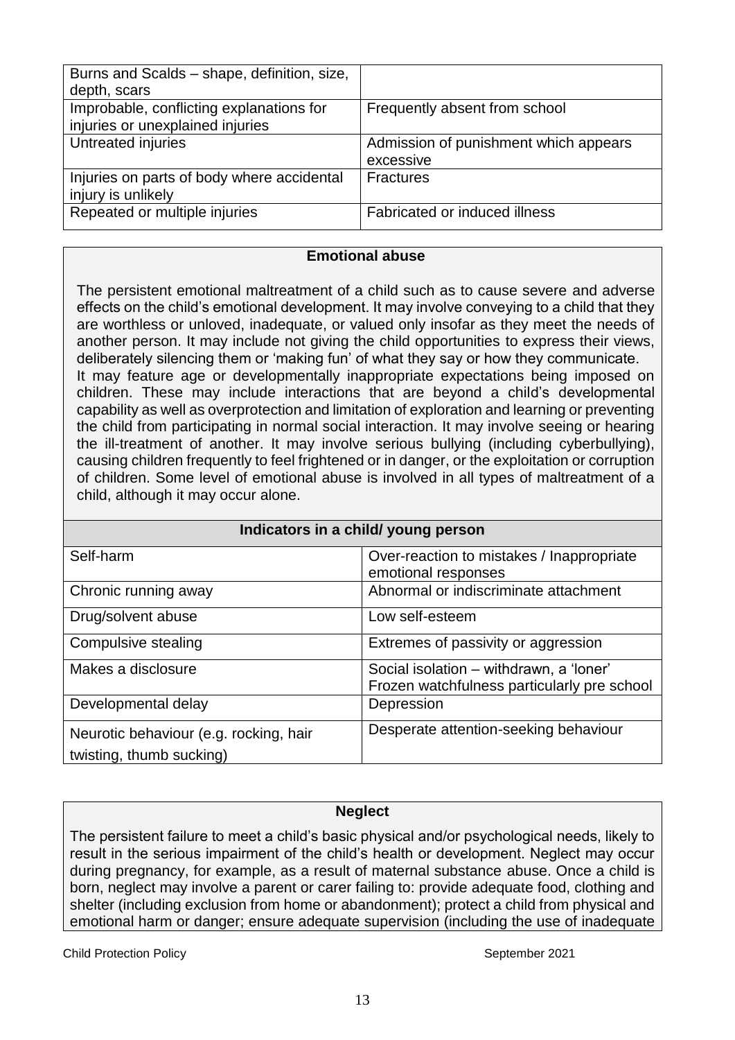| | |
|---|---|
| Burns and Scalds – shape, definition, size, depth, scars | |
| Improbable, conflicting explanations for injuries or unexplained injuries | Frequently absent from school |
| Untreated injuries | Admission of punishment which appears excessive |
| Injuries on parts of body where accidental injury is unlikely | Fractures |
| Repeated or multiple injuries | Fabricated or induced illness |

**Emotional abuse**

The persistent emotional maltreatment of a child such as to cause severe and adverse effects on the child's emotional development. It may involve conveying to a child that they are worthless or unloved, inadequate, or valued only insofar as they meet the needs of another person. It may include not giving the child opportunities to express their views, deliberately silencing them or 'making fun' of what they say or how they communicate.
It may feature age or developmentally inappropriate expectations being imposed on children. These may include interactions that are beyond a child's developmental capability as well as overprotection and limitation of exploration and learning or preventing the child from participating in normal social interaction. It may involve seeing or hearing the ill-treatment of another. It may involve serious bullying (including cyberbullying), causing children frequently to feel frightened or in danger, or the exploitation or corruption of children. Some level of emotional abuse is involved in all types of maltreatment of a child, although it may occur alone.

| Indicators in a child/ young person | |
|---|---|
| Self-harm | Over-reaction to mistakes / Inappropriate emotional responses |
| Chronic running away | Abnormal or indiscriminate attachment |
| Drug/solvent abuse | Low self-esteem |
| Compulsive stealing | Extremes of passivity or aggression |
| Makes a disclosure | Social isolation – withdrawn, a 'loner' Frozen watchfulness particularly pre school |
| Developmental delay | Depression |
| Neurotic behaviour (e.g. rocking, hair twisting, thumb sucking) | Desperate attention-seeking behaviour |

**Neglect**

The persistent failure to meet a child's basic physical and/or psychological needs, likely to result in the serious impairment of the child's health or development. Neglect may occur during pregnancy, for example, as a result of maternal substance abuse. Once a child is born, neglect may involve a parent or carer failing to: provide adequate food, clothing and shelter (including exclusion from home or abandonment); protect a child from physical and emotional harm or danger; ensure adequate supervision (including the use of inadequate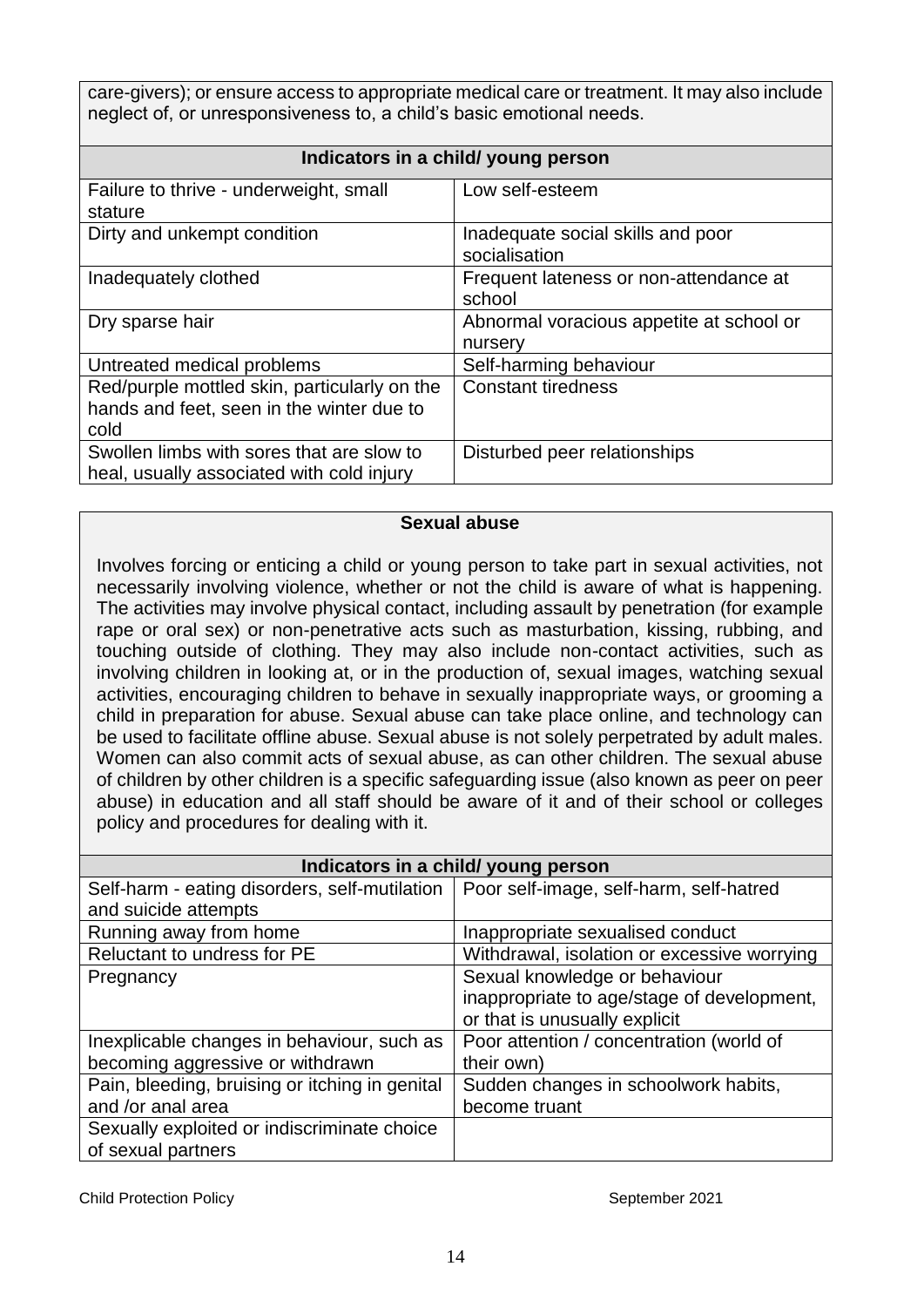care-givers); or ensure access to appropriate medical care or treatment. It may also include neglect of, or unresponsiveness to, a child's basic emotional needs.

| Indicators in a child/ young person | |
|---|---|
| Failure to thrive - underweight, small stature | Low self-esteem |
| Dirty and unkempt condition | Inadequate social skills and poor socialisation |
| Inadequately clothed | Frequent lateness or non-attendance at school |
| Dry sparse hair | Abnormal voracious appetite at school or nursery |
| Untreated medical problems | Self-harming behaviour |
| Red/purple mottled skin, particularly on the hands and feet, seen in the winter due to cold | Constant tiredness |
| Swollen limbs with sores that are slow to heal, usually associated with cold injury | Disturbed peer relationships |

**Sexual abuse**

Involves forcing or enticing a child or young person to take part in sexual activities, not necessarily involving violence, whether or not the child is aware of what is happening. The activities may involve physical contact, including assault by penetration (for example rape or oral sex) or non-penetrative acts such as masturbation, kissing, rubbing, and touching outside of clothing. They may also include non-contact activities, such as involving children in looking at, or in the production of, sexual images, watching sexual activities, encouraging children to behave in sexually inappropriate ways, or grooming a child in preparation for abuse. Sexual abuse can take place online, and technology can be used to facilitate offline abuse. Sexual abuse is not solely perpetrated by adult males. Women can also commit acts of sexual abuse, as can other children. The sexual abuse of children by other children is a specific safeguarding issue (also known as peer on peer abuse) in education and all staff should be aware of it and of their school or colleges policy and procedures for dealing with it.

| Indicators in a child/ young person | |
|---|---|
| Self-harm - eating disorders, self-mutilation and suicide attempts | Poor self-image, self-harm, self-hatred |
| Running away from home | Inappropriate sexualised conduct |
| Reluctant to undress for PE | Withdrawal, isolation or excessive worrying |
| Pregnancy | Sexual knowledge or behaviour inappropriate to age/stage of development, or that is unusually explicit |
| Inexplicable changes in behaviour, such as becoming aggressive or withdrawn | Poor attention / concentration (world of their own) |
| Pain, bleeding, bruising or itching in genital and /or anal area | Sudden changes in schoolwork habits, become truant |
| Sexually exploited or indiscriminate choice of sexual partners | |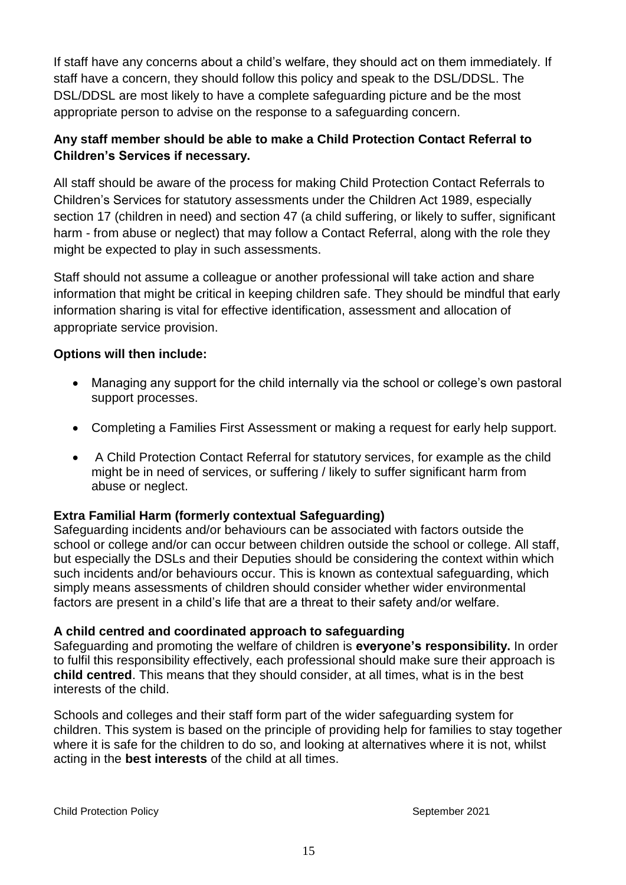If staff have any concerns about a child's welfare, they should act on them immediately. If staff have a concern, they should follow this policy and speak to the DSL/DDSL. The DSL/DDSL are most likely to have a complete safeguarding picture and be the most appropriate person to advise on the response to a safeguarding concern.

**Any staff member should be able to make a Child Protection Contact Referral to Children's Services if necessary.**

All staff should be aware of the process for making Child Protection Contact Referrals to Children's Services for statutory assessments under the Children Act 1989, especially section 17 (children in need) and section 47 (a child suffering, or likely to suffer, significant harm - from abuse or neglect) that may follow a Contact Referral, along with the role they might be expected to play in such assessments.

Staff should not assume a colleague or another professional will take action and share information that might be critical in keeping children safe. They should be mindful that early information sharing is vital for effective identification, assessment and allocation of appropriate service provision.

**Options will then include:**

- Managing any support for the child internally via the school or college's own pastoral support processes.
- Completing a Families First Assessment or making a request for early help support.
- A Child Protection Contact Referral for statutory services, for example as the child might be in need of services, or suffering / likely to suffer significant harm from abuse or neglect.

**Extra Familial Harm (formerly contextual Safeguarding)**

Safeguarding incidents and/or behaviours can be associated with factors outside the school or college and/or can occur between children outside the school or college. All staff, but especially the DSLs and their Deputies should be considering the context within which such incidents and/or behaviours occur. This is known as contextual safeguarding, which simply means assessments of children should consider whether wider environmental factors are present in a child's life that are a threat to their safety and/or welfare.

**A child centred and coordinated approach to safeguarding**

Safeguarding and promoting the welfare of children is **everyone's responsibility.** In order to fulfil this responsibility effectively, each professional should make sure their approach is **child centred**. This means that they should consider, at all times, what is in the best interests of the child.

Schools and colleges and their staff form part of the wider safeguarding system for children. This system is based on the principle of providing help for families to stay together where it is safe for the children to do so, and looking at alternatives where it is not, whilst acting in the **best interests** of the child at all times.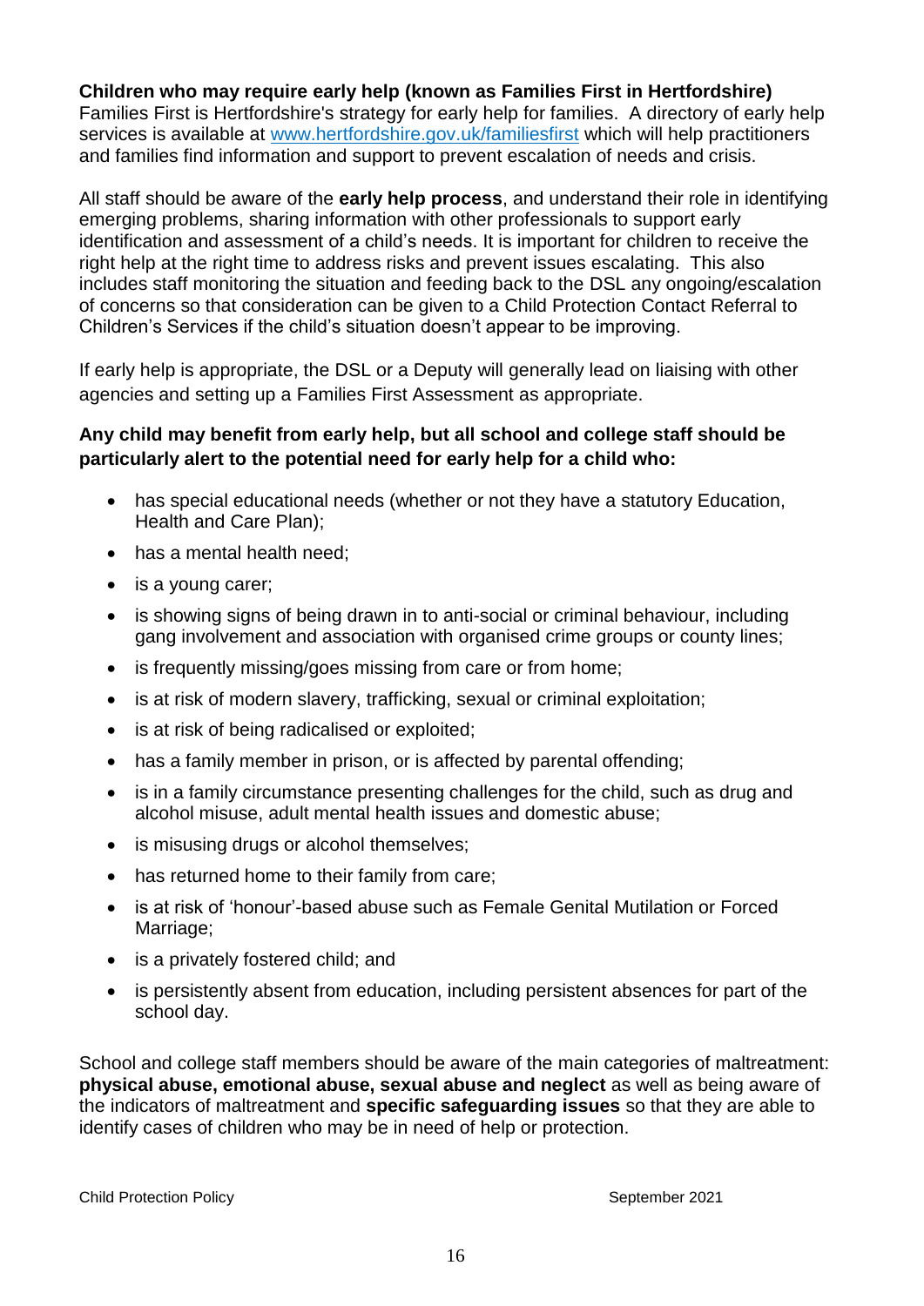**Children who may require early help (known as Families First in Hertfordshire)**
Families First is Hertfordshire's strategy for early help for families. A directory of early help services is available at [www.hertfordshire.gov.uk/familiesfirst](http://www.hertfordshire.gov.uk/familiesfirst) which will help practitioners and families find information and support to prevent escalation of needs and crisis.

All staff should be aware of the **early help process**, and understand their role in identifying emerging problems, sharing information with other professionals to support early identification and assessment of a child's needs. It is important for children to receive the right help at the right time to address risks and prevent issues escalating. This also includes staff monitoring the situation and feeding back to the DSL any ongoing/escalation of concerns so that consideration can be given to a Child Protection Contact Referral to Children's Services if the child's situation doesn't appear to be improving.

If early help is appropriate, the DSL or a Deputy will generally lead on liaising with other agencies and setting up a Families First Assessment as appropriate.

**Any child may benefit from early help, but all school and college staff should be particularly alert to the potential need for early help for a child who:**

- has special educational needs (whether or not they have a statutory Education, Health and Care Plan);
- has a mental health need;
- is a young carer;
- is showing signs of being drawn in to anti-social or criminal behaviour, including gang involvement and association with organised crime groups or county lines;
- is frequently missing/goes missing from care or from home;
- is at risk of modern slavery, trafficking, sexual or criminal exploitation;
- is at risk of being radicalised or exploited;
- has a family member in prison, or is affected by parental offending;
- is in a family circumstance presenting challenges for the child, such as drug and alcohol misuse, adult mental health issues and domestic abuse;
- is misusing drugs or alcohol themselves;
- has returned home to their family from care;
- is at risk of 'honour'-based abuse such as Female Genital Mutilation or Forced Marriage;
- is a privately fostered child; and
- is persistently absent from education, including persistent absences for part of the school day.

School and college staff members should be aware of the main categories of maltreatment: **physical abuse, emotional abuse, sexual abuse and neglect** as well as being aware of the indicators of maltreatment and **specific safeguarding issues** so that they are able to identify cases of children who may be in need of help or protection.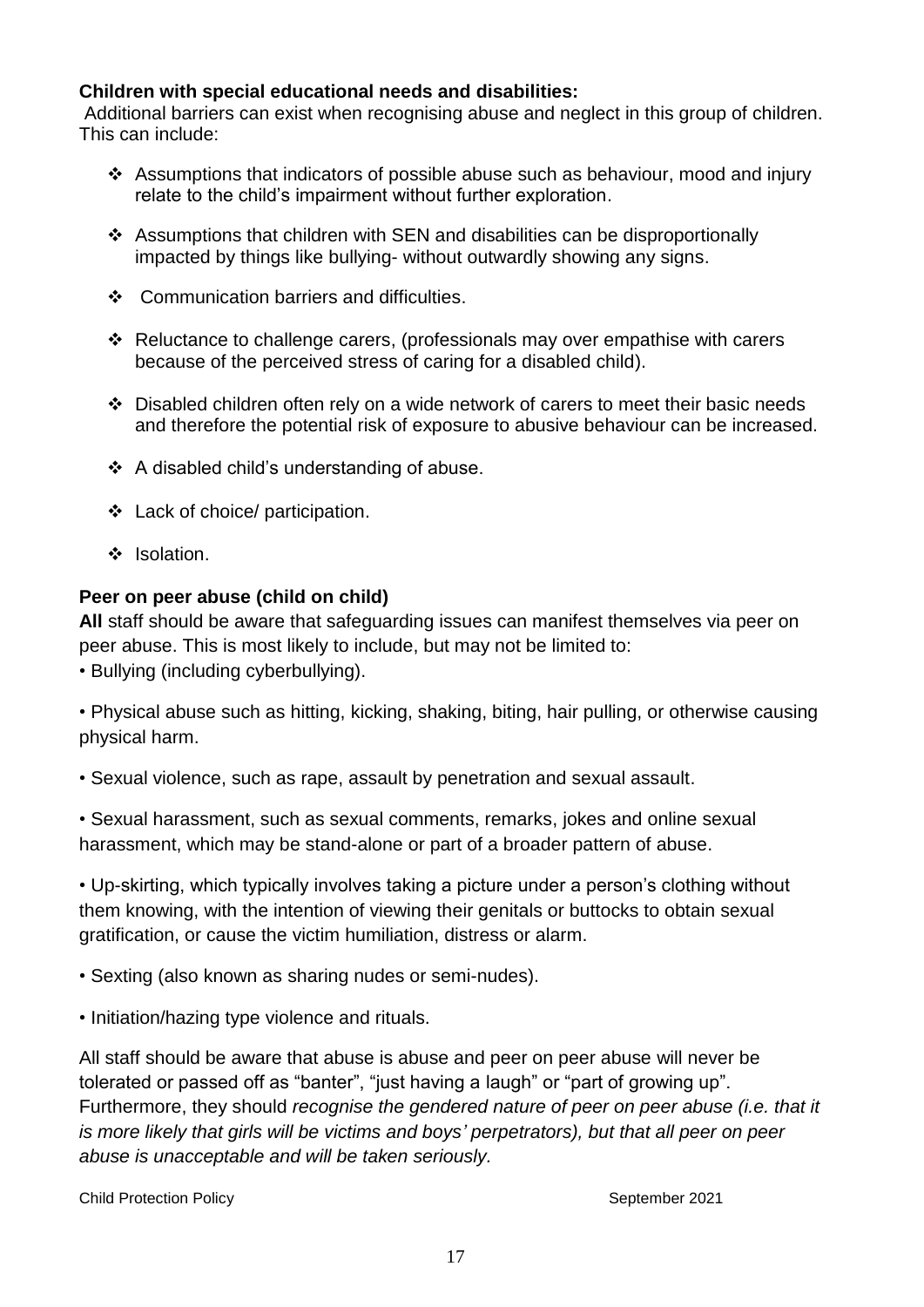**Children with special educational needs and disabilities:**

Additional barriers can exist when recognising abuse and neglect in this group of children. This can include:

- Assumptions that indicators of possible abuse such as behaviour, mood and injury relate to the child's impairment without further exploration.
- Assumptions that children with SEN and disabilities can be disproportionally impacted by things like bullying- without outwardly showing any signs.
- Communication barriers and difficulties.
- Reluctance to challenge carers, (professionals may over empathise with carers because of the perceived stress of caring for a disabled child).
- Disabled children often rely on a wide network of carers to meet their basic needs and therefore the potential risk of exposure to abusive behaviour can be increased.
- A disabled child's understanding of abuse.
- Lack of choice/ participation.
- Isolation.

**Peer on peer abuse (child on child)**

**All** staff should be aware that safeguarding issues can manifest themselves via peer on peer abuse. This is most likely to include, but may not be limited to:

- Bullying (including cyberbullying).
- Physical abuse such as hitting, kicking, shaking, biting, hair pulling, or otherwise causing physical harm.
- Sexual violence, such as rape, assault by penetration and sexual assault.
- Sexual harassment, such as sexual comments, remarks, jokes and online sexual harassment, which may be stand-alone or part of a broader pattern of abuse.
- Up-skirting, which typically involves taking a picture under a person's clothing without them knowing, with the intention of viewing their genitals or buttocks to obtain sexual gratification, or cause the victim humiliation, distress or alarm.
- Sexting (also known as sharing nudes or semi-nudes).
- Initiation/hazing type violence and rituals.

All staff should be aware that abuse is abuse and peer on peer abuse will never be tolerated or passed off as "banter", "just having a laugh" or "part of growing up". Furthermore, they should *recognise the gendered nature of peer on peer abuse (i.e. that it is more likely that girls will be victims and boys' perpetrators), but that all peer on peer abuse is unacceptable and will be taken seriously.*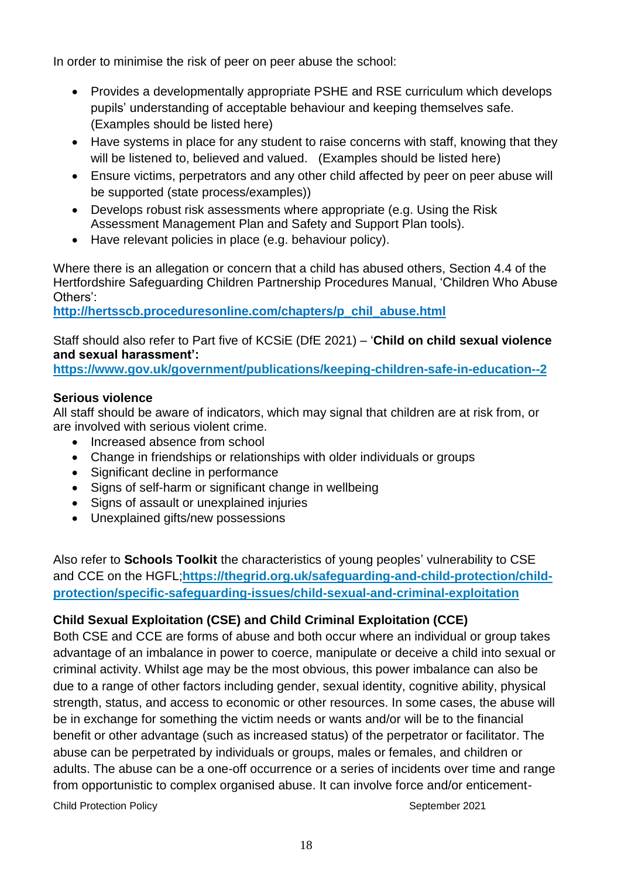In order to minimise the risk of peer on peer abuse the school:

- Provides a developmentally appropriate PSHE and RSE curriculum which develops pupils' understanding of acceptable behaviour and keeping themselves safe. (Examples should be listed here)
- Have systems in place for any student to raise concerns with staff, knowing that they will be listened to, believed and valued. (Examples should be listed here)
- Ensure victims, perpetrators and any other child affected by peer on peer abuse will be supported (state process/examples))
- Develops robust risk assessments where appropriate (e.g. Using the Risk Assessment Management Plan and Safety and Support Plan tools).
- Have relevant policies in place (e.g. behaviour policy).

Where there is an allegation or concern that a child has abused others, Section 4.4 of the Hertfordshire Safeguarding Children Partnership Procedures Manual, 'Children Who Abuse Others':
**http://hertsscb.proceduresonline.com/chapters/p_chil_abuse.html**

Staff should also refer to Part five of KCSiE (DfE 2021) – '**Child on child sexual violence and sexual harassment':**
**https://www.gov.uk/government/publications/keeping-children-safe-in-education--2**

**Serious violence**
All staff should be aware of indicators, which may signal that children are at risk from, or are involved with serious violent crime.

- Increased absence from school
- Change in friendships or relationships with older individuals or groups
- Significant decline in performance
- Signs of self-harm or significant change in wellbeing
- Signs of assault or unexplained injuries
- Unexplained gifts/new possessions

Also refer to **Schools Toolkit** the characteristics of young peoples' vulnerability to CSE and CCE on the HGFL;**https://thegrid.org.uk/safeguarding-and-child-protection/child-protection/specific-safeguarding-issues/child-sexual-and-criminal-exploitation**

**Child Sexual Exploitation (CSE) and Child Criminal Exploitation (CCE)**
Both CSE and CCE are forms of abuse and both occur where an individual or group takes advantage of an imbalance in power to coerce, manipulate or deceive a child into sexual or criminal activity. Whilst age may be the most obvious, this power imbalance can also be due to a range of other factors including gender, sexual identity, cognitive ability, physical strength, status, and access to economic or other resources. In some cases, the abuse will be in exchange for something the victim needs or wants and/or will be to the financial benefit or other advantage (such as increased status) of the perpetrator or facilitator. The abuse can be perpetrated by individuals or groups, males or females, and children or adults. The abuse can be a one-off occurrence or a series of incidents over time and range from opportunistic to complex organised abuse. It can involve force and/or enticement-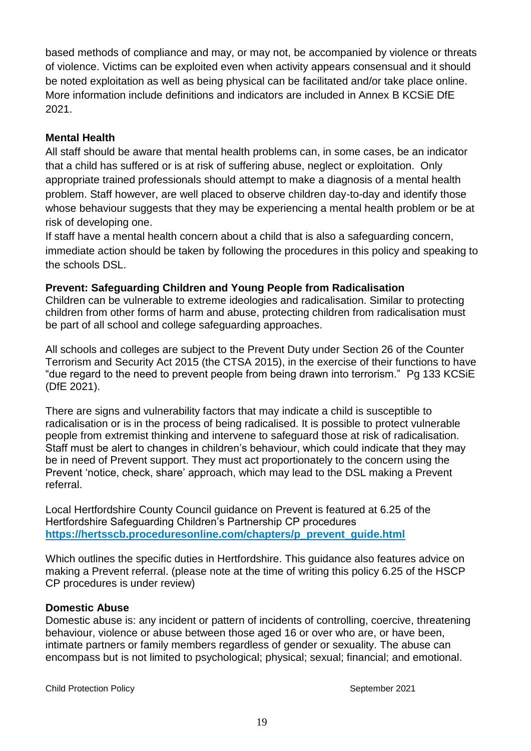based methods of compliance and may, or may not, be accompanied by violence or threats of violence. Victims can be exploited even when activity appears consensual and it should be noted exploitation as well as being physical can be facilitated and/or take place online. More information include definitions and indicators are included in Annex B KCSiE DfE 2021.

**Mental Health**

All staff should be aware that mental health problems can, in some cases, be an indicator that a child has suffered or is at risk of suffering abuse, neglect or exploitation. Only appropriate trained professionals should attempt to make a diagnosis of a mental health problem. Staff however, are well placed to observe children day-to-day and identify those whose behaviour suggests that they may be experiencing a mental health problem or be at risk of developing one.

If staff have a mental health concern about a child that is also a safeguarding concern, immediate action should be taken by following the procedures in this policy and speaking to the schools DSL.

**Prevent: Safeguarding Children and Young People from Radicalisation**

Children can be vulnerable to extreme ideologies and radicalisation. Similar to protecting children from other forms of harm and abuse, protecting children from radicalisation must be part of all school and college safeguarding approaches.

All schools and colleges are subject to the Prevent Duty under Section 26 of the Counter Terrorism and Security Act 2015 (the CTSA 2015), in the exercise of their functions to have "due regard to the need to prevent people from being drawn into terrorism." Pg 133 KCSiE (DfE 2021).

There are signs and vulnerability factors that may indicate a child is susceptible to radicalisation or is in the process of being radicalised. It is possible to protect vulnerable people from extremist thinking and intervene to safeguard those at risk of radicalisation. Staff must be alert to changes in children's behaviour, which could indicate that they may be in need of Prevent support. They must act proportionately to the concern using the Prevent 'notice, check, share' approach, which may lead to the DSL making a Prevent referral.

Local Hertfordshire County Council guidance on Prevent is featured at 6.25 of the Hertfordshire Safeguarding Children's Partnership CP procedures
**https://hertsscb.proceduresonline.com/chapters/p_prevent_guide.html**

Which outlines the specific duties in Hertfordshire. This guidance also features advice on making a Prevent referral. (please note at the time of writing this policy 6.25 of the HSCP CP procedures is under review)

**Domestic Abuse**

Domestic abuse is: any incident or pattern of incidents of controlling, coercive, threatening behaviour, violence or abuse between those aged 16 or over who are, or have been, intimate partners or family members regardless of gender or sexuality. The abuse can encompass but is not limited to psychological; physical; sexual; financial; and emotional.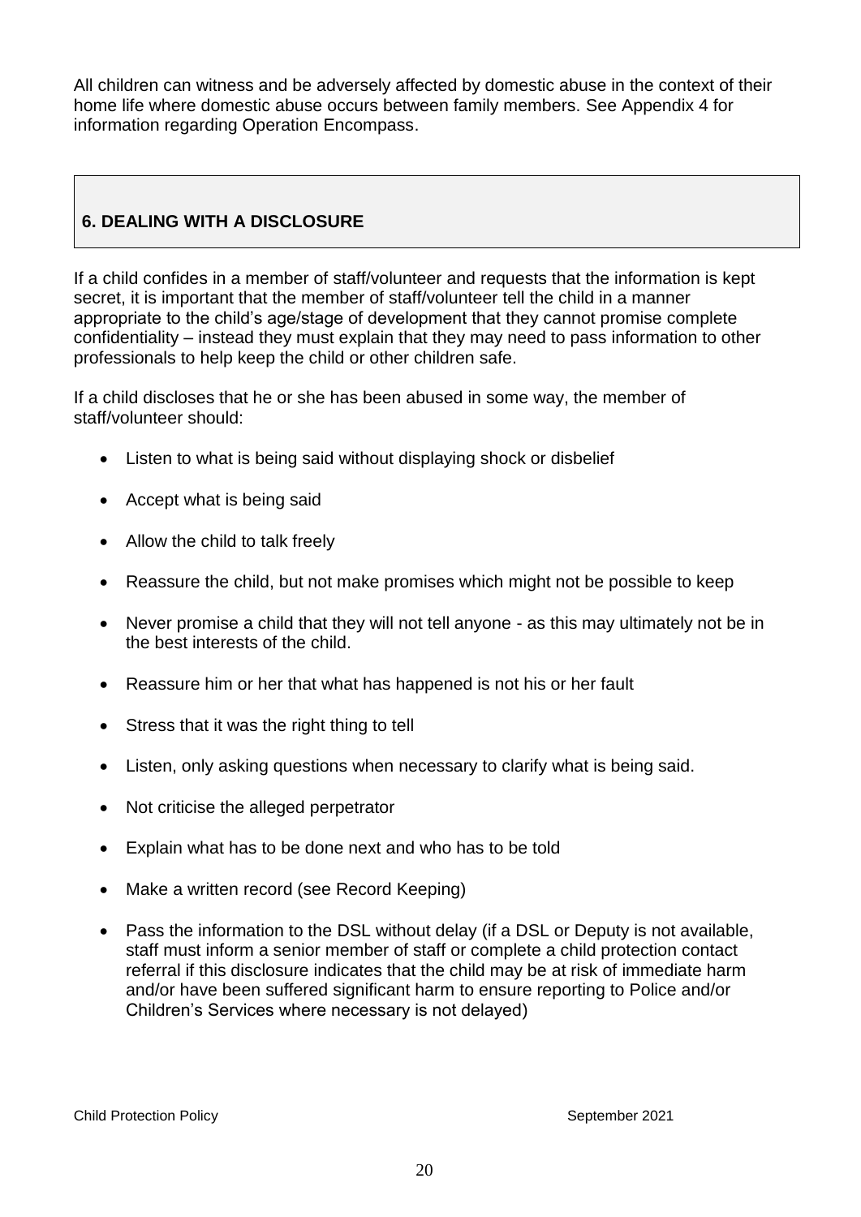All children can witness and be adversely affected by domestic abuse in the context of their home life where domestic abuse occurs between family members. See Appendix 4 for information regarding Operation Encompass.

## 6. DEALING WITH A DISCLOSURE

If a child confides in a member of staff/volunteer and requests that the information is kept secret, it is important that the member of staff/volunteer tell the child in a manner appropriate to the child's age/stage of development that they cannot promise complete confidentiality – instead they must explain that they may need to pass information to other professionals to help keep the child or other children safe.

If a child discloses that he or she has been abused in some way, the member of staff/volunteer should:

- Listen to what is being said without displaying shock or disbelief
- Accept what is being said
- Allow the child to talk freely
- Reassure the child, but not make promises which might not be possible to keep
- Never promise a child that they will not tell anyone - as this may ultimately not be in the best interests of the child.
- Reassure him or her that what has happened is not his or her fault
- Stress that it was the right thing to tell
- Listen, only asking questions when necessary to clarify what is being said.
- Not criticise the alleged perpetrator
- Explain what has to be done next and who has to be told
- Make a written record (see Record Keeping)
- Pass the information to the DSL without delay (if a DSL or Deputy is not available, staff must inform a senior member of staff or complete a child protection contact referral if this disclosure indicates that the child may be at risk of immediate harm and/or have been suffered significant harm to ensure reporting to Police and/or Children's Services where necessary is not delayed)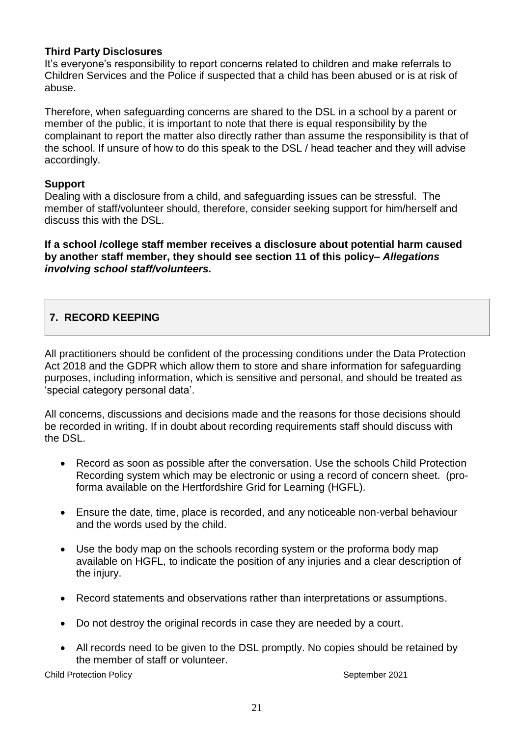**Third Party Disclosures**

It's everyone's responsibility to report concerns related to children and make referrals to Children Services and the Police if suspected that a child has been abused or is at risk of abuse.

Therefore, when safeguarding concerns are shared to the DSL in a school by a parent or member of the public, it is important to note that there is equal responsibility by the complainant to report the matter also directly rather than assume the responsibility is that of the school. If unsure of how to do this speak to the DSL / head teacher and they will advise accordingly.

**Support**

Dealing with a disclosure from a child, and safeguarding issues can be stressful. The member of staff/volunteer should, therefore, consider seeking support for him/herself and discuss this with the DSL.

**If a school /college staff member receives a disclosure about potential harm caused by another staff member, they should see section 11 of this policy–** ***Allegations involving school staff/volunteers.***

## 7. RECORD KEEPING

All practitioners should be confident of the processing conditions under the Data Protection Act 2018 and the GDPR which allow them to store and share information for safeguarding purposes, including information, which is sensitive and personal, and should be treated as 'special category personal data'.

All concerns, discussions and decisions made and the reasons for those decisions should be recorded in writing. If in doubt about recording requirements staff should discuss with the DSL.

- Record as soon as possible after the conversation. Use the schools Child Protection Recording system which may be electronic or using a record of concern sheet. (pro-forma available on the Hertfordshire Grid for Learning (HGFL).
- Ensure the date, time, place is recorded, and any noticeable non-verbal behaviour and the words used by the child.
- Use the body map on the schools recording system or the proforma body map available on HGFL, to indicate the position of any injuries and a clear description of the injury.
- Record statements and observations rather than interpretations or assumptions.
- Do not destroy the original records in case they are needed by a court.
- All records need to be given to the DSL promptly. No copies should be retained by the member of staff or volunteer.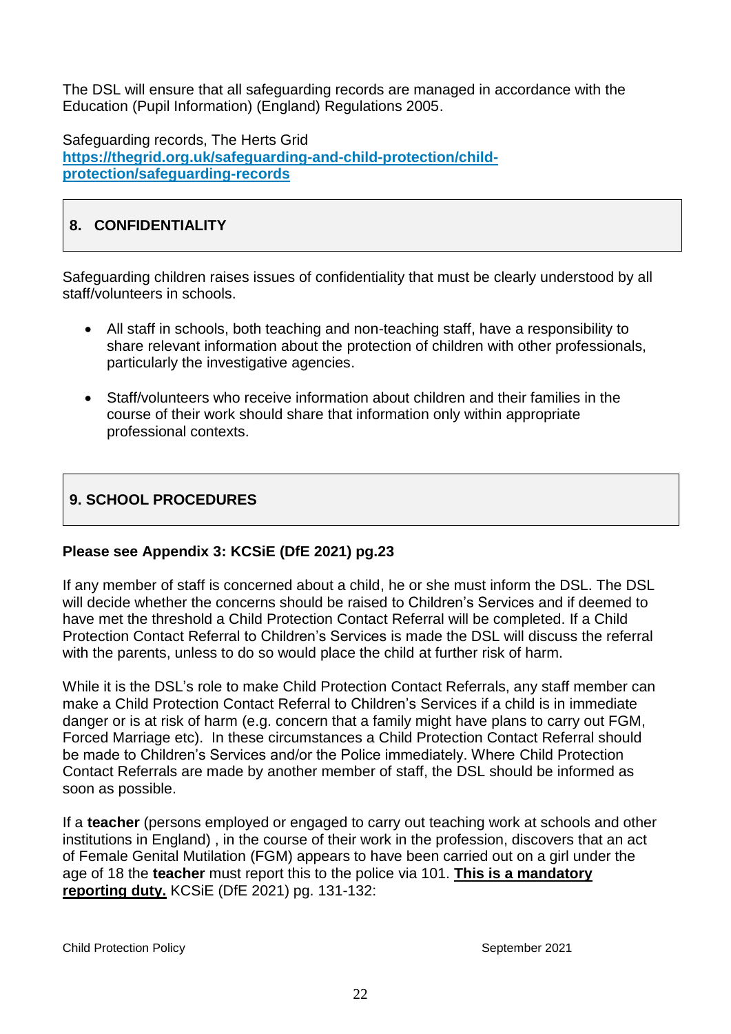The DSL will ensure that all safeguarding records are managed in accordance with the Education (Pupil Information) (England) Regulations 2005.

Safeguarding records, The Herts Grid
**https://thegrid.org.uk/safeguarding-and-child-protection/child-protection/safeguarding-records**

## 8. CONFIDENTIALITY

Safeguarding children raises issues of confidentiality that must be clearly understood by all staff/volunteers in schools.

- All staff in schools, both teaching and non-teaching staff, have a responsibility to share relevant information about the protection of children with other professionals, particularly the investigative agencies.
- Staff/volunteers who receive information about children and their families in the course of their work should share that information only within appropriate professional contexts.

## 9. SCHOOL PROCEDURES

**Please see Appendix 3: KCSiE (DfE 2021) pg.23**

If any member of staff is concerned about a child, he or she must inform the DSL. The DSL will decide whether the concerns should be raised to Children's Services and if deemed to have met the threshold a Child Protection Contact Referral will be completed. If a Child Protection Contact Referral to Children's Services is made the DSL will discuss the referral with the parents, unless to do so would place the child at further risk of harm.

While it is the DSL's role to make Child Protection Contact Referrals, any staff member can make a Child Protection Contact Referral to Children's Services if a child is in immediate danger or is at risk of harm (e.g. concern that a family might have plans to carry out FGM, Forced Marriage etc). In these circumstances a Child Protection Contact Referral should be made to Children's Services and/or the Police immediately. Where Child Protection Contact Referrals are made by another member of staff, the DSL should be informed as soon as possible.

If a **teacher** (persons employed or engaged to carry out teaching work at schools and other institutions in England) , in the course of their work in the profession, discovers that an act of Female Genital Mutilation (FGM) appears to have been carried out on a girl under the age of 18 the **teacher** must report this to the police via 101. **This is a mandatory reporting duty.** KCSiE (DfE 2021) pg. 131-132: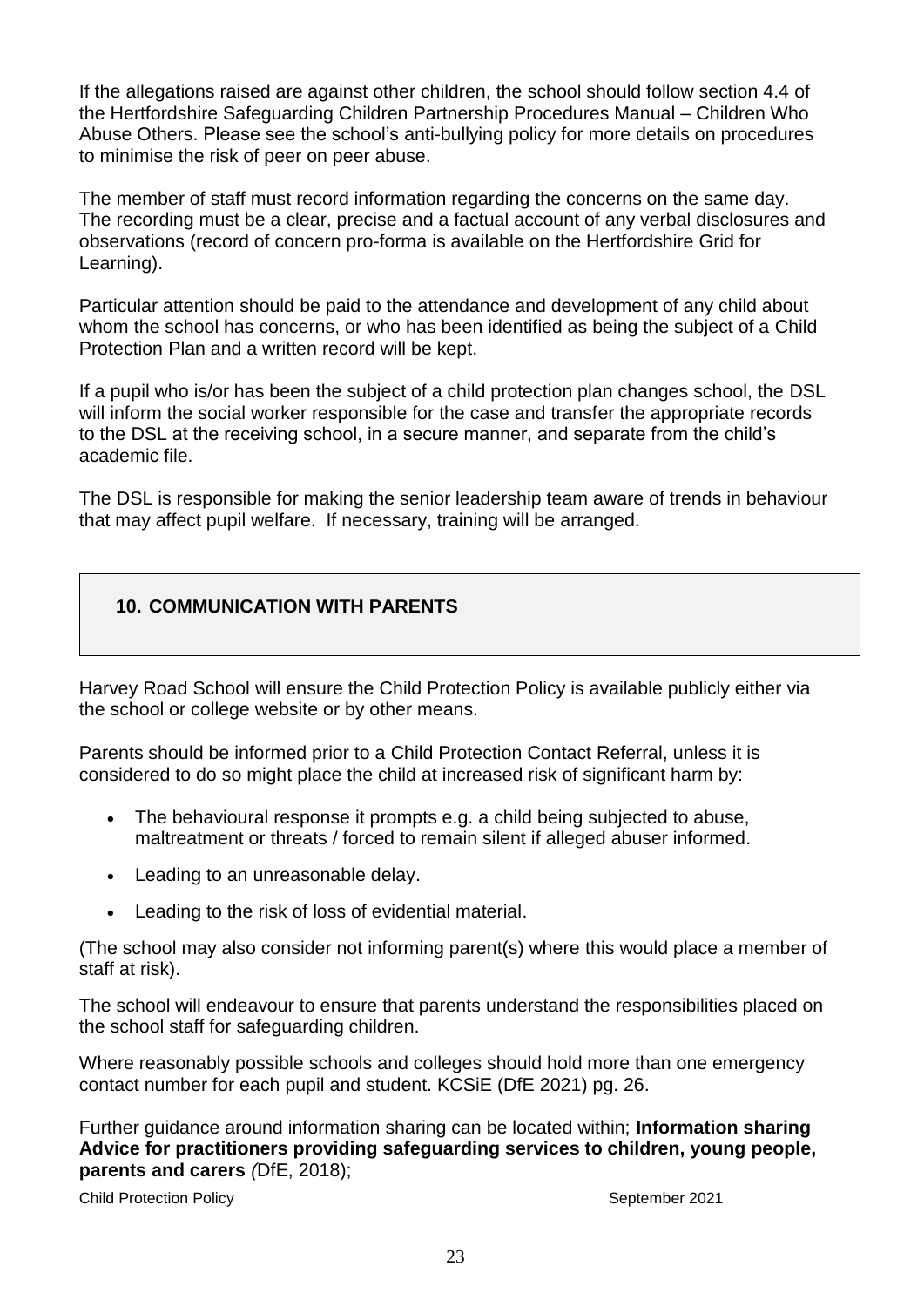If the allegations raised are against other children, the school should follow section 4.4 of the Hertfordshire Safeguarding Children Partnership Procedures Manual – Children Who Abuse Others. Please see the school's anti-bullying policy for more details on procedures to minimise the risk of peer on peer abuse.

The member of staff must record information regarding the concerns on the same day. The recording must be a clear, precise and a factual account of any verbal disclosures and observations (record of concern pro-forma is available on the Hertfordshire Grid for Learning).

Particular attention should be paid to the attendance and development of any child about whom the school has concerns, or who has been identified as being the subject of a Child Protection Plan and a written record will be kept.

If a pupil who is/or has been the subject of a child protection plan changes school, the DSL will inform the social worker responsible for the case and transfer the appropriate records to the DSL at the receiving school, in a secure manner, and separate from the child's academic file.

The DSL is responsible for making the senior leadership team aware of trends in behaviour that may affect pupil welfare. If necessary, training will be arranged.

## 10. COMMUNICATION WITH PARENTS

Harvey Road School will ensure the Child Protection Policy is available publicly either via the school or college website or by other means.

Parents should be informed prior to a Child Protection Contact Referral, unless it is considered to do so might place the child at increased risk of significant harm by:

- The behavioural response it prompts e.g. a child being subjected to abuse, maltreatment or threats / forced to remain silent if alleged abuser informed.
- Leading to an unreasonable delay.
- Leading to the risk of loss of evidential material.

(The school may also consider not informing parent(s) where this would place a member of staff at risk).

The school will endeavour to ensure that parents understand the responsibilities placed on the school staff for safeguarding children.

Where reasonably possible schools and colleges should hold more than one emergency contact number for each pupil and student. KCSiE (DfE 2021) pg. 26.

Further guidance around information sharing can be located within; **Information sharing Advice for practitioners providing safeguarding services to children, young people, parents and carers** *(*DfE, 2018);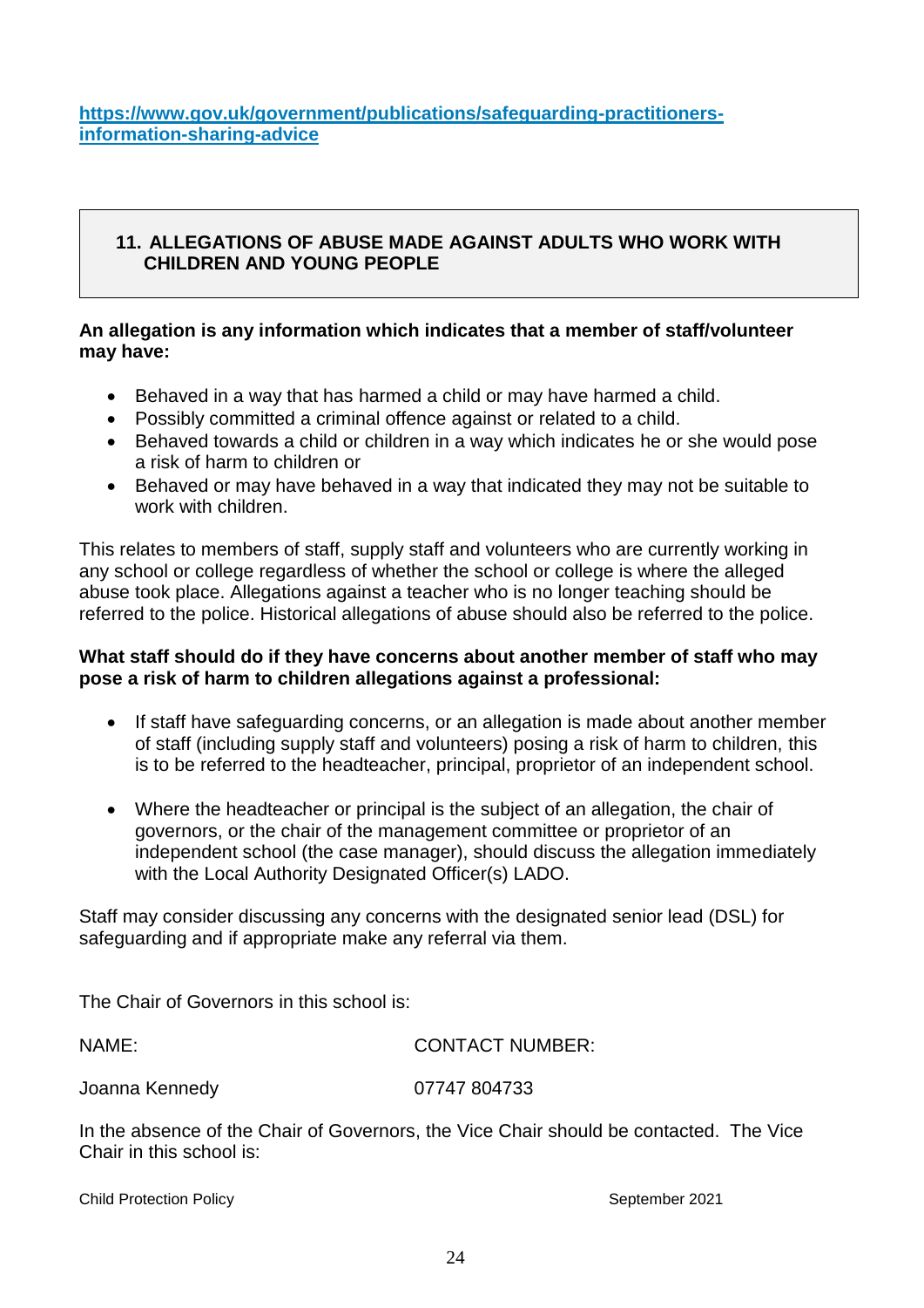https://www.gov.uk/government/publications/safeguarding-practitioners-information-sharing-advice

## 11. ALLEGATIONS OF ABUSE MADE AGAINST ADULTS WHO WORK WITH CHILDREN AND YOUNG PEOPLE

**An allegation is any information which indicates that a member of staff/volunteer may have:**

- Behaved in a way that has harmed a child or may have harmed a child.
- Possibly committed a criminal offence against or related to a child.
- Behaved towards a child or children in a way which indicates he or she would pose a risk of harm to children or
- Behaved or may have behaved in a way that indicated they may not be suitable to work with children.

This relates to members of staff, supply staff and volunteers who are currently working in any school or college regardless of whether the school or college is where the alleged abuse took place. Allegations against a teacher who is no longer teaching should be referred to the police. Historical allegations of abuse should also be referred to the police.

**What staff should do if they have concerns about another member of staff who may pose a risk of harm to children allegations against a professional:**

- If staff have safeguarding concerns, or an allegation is made about another member of staff (including supply staff and volunteers) posing a risk of harm to children, this is to be referred to the headteacher, principal, proprietor of an independent school.
- Where the headteacher or principal is the subject of an allegation, the chair of governors, or the chair of the management committee or proprietor of an independent school (the case manager), should discuss the allegation immediately with the Local Authority Designated Officer(s) LADO.

Staff may consider discussing any concerns with the designated senior lead (DSL) for safeguarding and if appropriate make any referral via them.

The Chair of Governors in this school is:

| NAME: | CONTACT NUMBER: |
| --- | --- |
| Joanna Kennedy | 07747 804733 |

In the absence of the Chair of Governors, the Vice Chair should be contacted. The Vice Chair in this school is: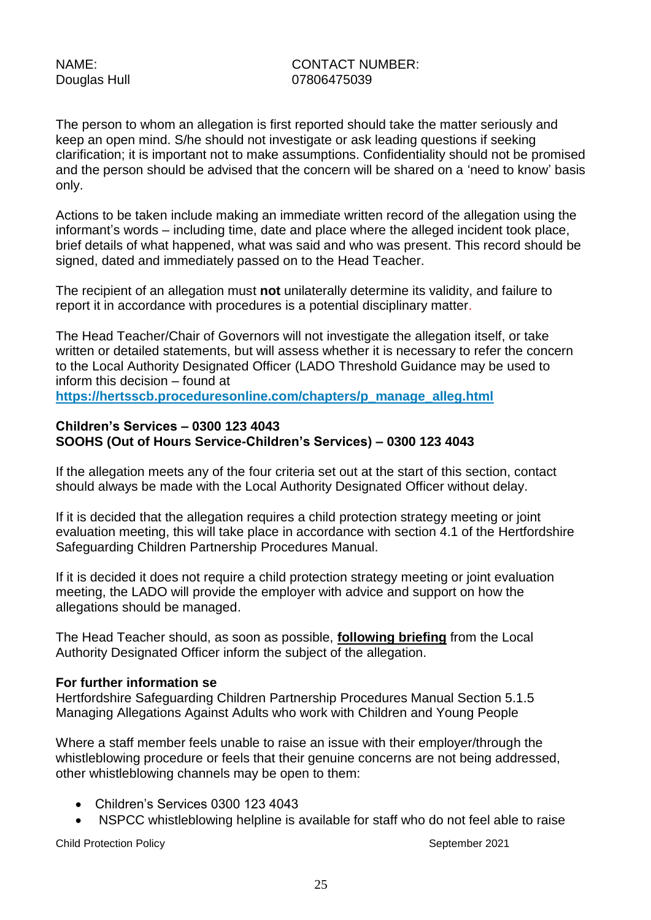NAME: Douglas Hull

CONTACT NUMBER: 07806475039

The person to whom an allegation is first reported should take the matter seriously and keep an open mind. S/he should not investigate or ask leading questions if seeking clarification; it is important not to make assumptions. Confidentiality should not be promised and the person should be advised that the concern will be shared on a 'need to know' basis only.

Actions to be taken include making an immediate written record of the allegation using the informant's words – including time, date and place where the alleged incident took place, brief details of what happened, what was said and who was present. This record should be signed, dated and immediately passed on to the Head Teacher.

The recipient of an allegation must **not** unilaterally determine its validity, and failure to report it in accordance with procedures is a potential disciplinary matter.

The Head Teacher/Chair of Governors will not investigate the allegation itself, or take written or detailed statements, but will assess whether it is necessary to refer the concern to the Local Authority Designated Officer (LADO Threshold Guidance may be used to inform this decision – found at **https://hertsscb.proceduresonline.com/chapters/p_manage_alleg.html**

**Children's Services – 0300 123 4043**
**SOOHS (Out of Hours Service-Children's Services) – 0300 123 4043**

If the allegation meets any of the four criteria set out at the start of this section, contact should always be made with the Local Authority Designated Officer without delay.

If it is decided that the allegation requires a child protection strategy meeting or joint evaluation meeting, this will take place in accordance with section 4.1 of the Hertfordshire Safeguarding Children Partnership Procedures Manual.

If it is decided it does not require a child protection strategy meeting or joint evaluation meeting, the LADO will provide the employer with advice and support on how the allegations should be managed.

The Head Teacher should, as soon as possible, **following briefing** from the Local Authority Designated Officer inform the subject of the allegation.

**For further information se**
Hertfordshire Safeguarding Children Partnership Procedures Manual Section 5.1.5 Managing Allegations Against Adults who work with Children and Young People

Where a staff member feels unable to raise an issue with their employer/through the whistleblowing procedure or feels that their genuine concerns are not being addressed, other whistleblowing channels may be open to them:

- Children's Services 0300 123 4043
- NSPCC whistleblowing helpline is available for staff who do not feel able to raise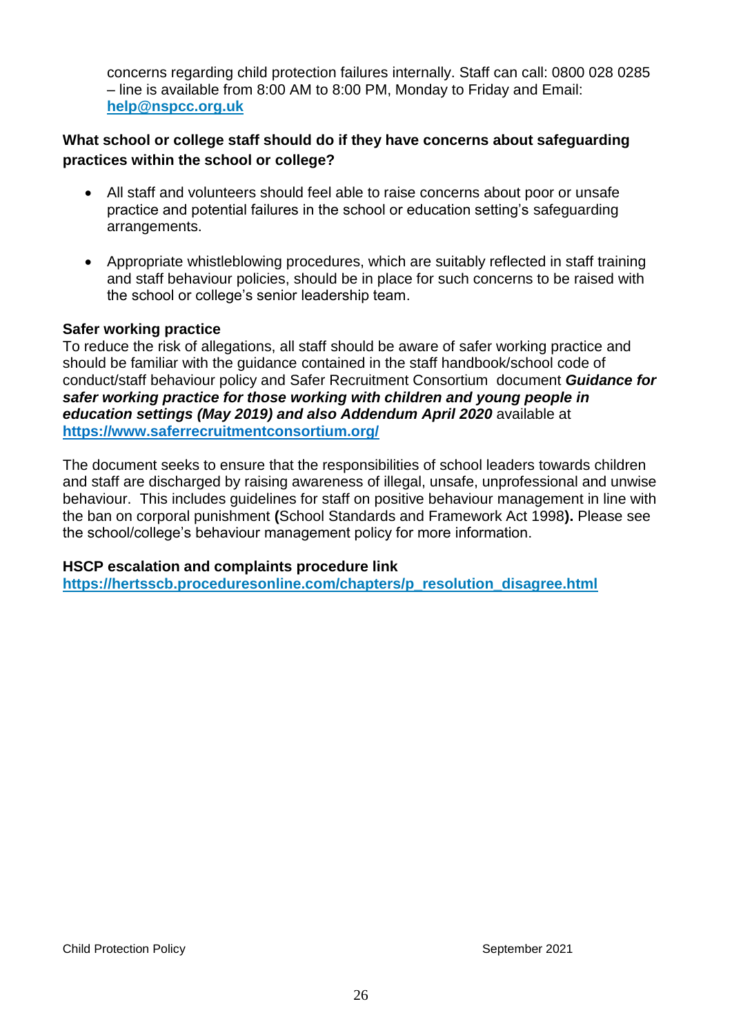concerns regarding child protection failures internally. Staff can call: 0800 028 0285 – line is available from 8:00 AM to 8:00 PM, Monday to Friday and Email: help@nspcc.org.uk

**What school or college staff should do if they have concerns about safeguarding practices within the school or college?**

- All staff and volunteers should feel able to raise concerns about poor or unsafe practice and potential failures in the school or education setting's safeguarding arrangements.
- Appropriate whistleblowing procedures, which are suitably reflected in staff training and staff behaviour policies, should be in place for such concerns to be raised with the school or college's senior leadership team.

**Safer working practice**

To reduce the risk of allegations, all staff should be aware of safer working practice and should be familiar with the guidance contained in the staff handbook/school code of conduct/staff behaviour policy and Safer Recruitment Consortium document ***Guidance for safer working practice for those working with children and young people in education settings (May 2019) and also Addendum April 2020*** available at **https://www.saferrecruitmentconsortium.org/**

The document seeks to ensure that the responsibilities of school leaders towards children and staff are discharged by raising awareness of illegal, unsafe, unprofessional and unwise behaviour. This includes guidelines for staff on positive behaviour management in line with the ban on corporal punishment **(**School Standards and Framework Act 1998**).** Please see the school/college's behaviour management policy for more information.

**HSCP escalation and complaints procedure link**

**https://hertsscb.proceduresonline.com/chapters/p_resolution_disagree.html**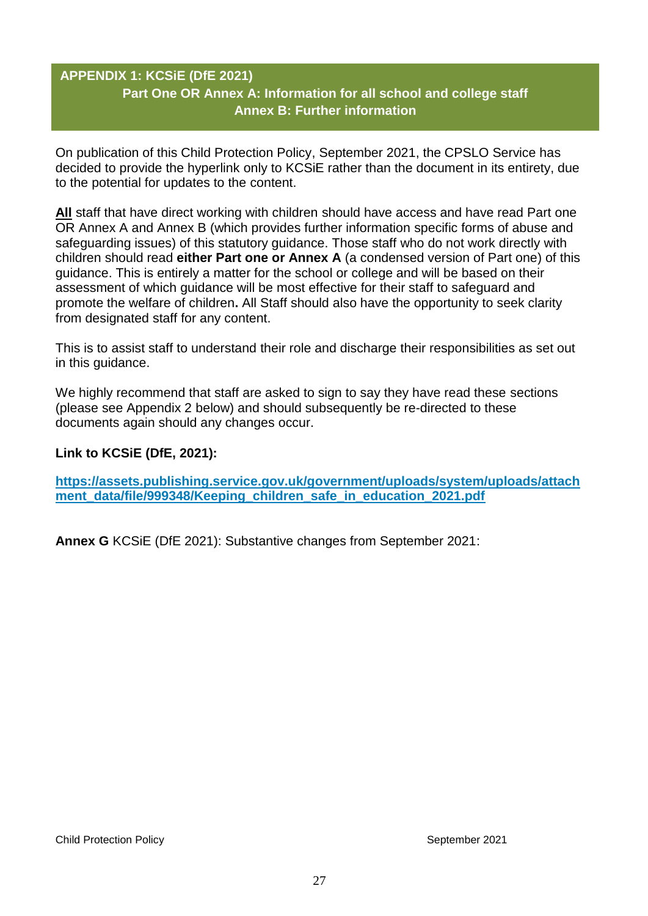## APPENDIX 1: KCSiE (DfE 2021)

**Part One OR Annex A: Information for all school and college staff**
**Annex B: Further information**

On publication of this Child Protection Policy, September 2021, the CPSLO Service has decided to provide the hyperlink only to KCSiE rather than the document in its entirety, due to the potential for updates to the content.

**All** staff that have direct working with children should have access and have read Part one OR Annex A and Annex B (which provides further information specific forms of abuse and safeguarding issues) of this statutory guidance. Those staff who do not work directly with children should read **either Part one or Annex A** (a condensed version of Part one) of this guidance. This is entirely a matter for the school or college and will be based on their assessment of which guidance will be most effective for their staff to safeguard and promote the welfare of children**.** All Staff should also have the opportunity to seek clarity from designated staff for any content.

This is to assist staff to understand their role and discharge their responsibilities as set out in this guidance.

We highly recommend that staff are asked to sign to say they have read these sections (please see Appendix 2 below) and should subsequently be re-directed to these documents again should any changes occur.

**Link to KCSiE (DfE, 2021):**

**https://assets.publishing.service.gov.uk/government/uploads/system/uploads/attachment_data/file/999348/Keeping_children_safe_in_education_2021.pdf**

**Annex G** KCSiE (DfE 2021): Substantive changes from September 2021: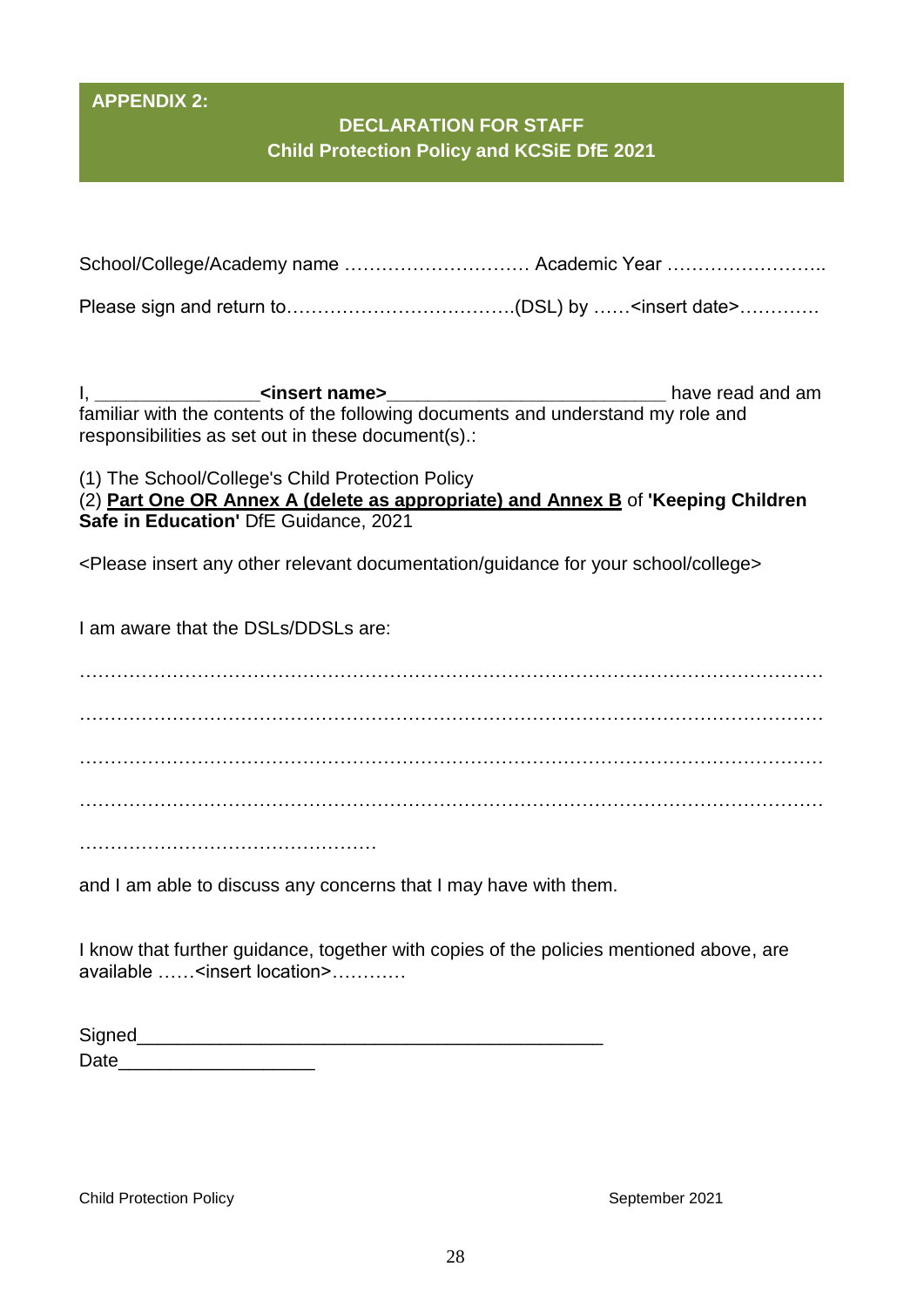**APPENDIX 2:**

## DECLARATION FOR STAFF
## Child Protection Policy and KCSiE DfE 2021

School/College/Academy name ………………………… Academic Year ……………………..

Please sign and return to……………………………….(DSL) by ……<insert date>………….

I, _______________**<insert name>**__________________________ have read and am familiar with the contents of the following documents and understand my role and responsibilities as set out in these document(s).:

(1) The School/College's Child Protection Policy
(2) **Part One OR Annex A (delete as appropriate) and Annex B** of **'Keeping Children Safe in Education'** DfE Guidance, 2021

<Please insert any other relevant documentation/guidance for your school/college>

I am aware that the DSLs/DDSLs are:

…………………………………………………………………………………………………………

…………………………………………………………………………………………………………

…………………………………………………………………………………………………………

…………………………………………………………………………………………………………

…………………………………………

and I am able to discuss any concerns that I may have with them.

I know that further guidance, together with copies of the policies mentioned above, are available ……<insert location>…………

Signed_____________________________________________
Date__________________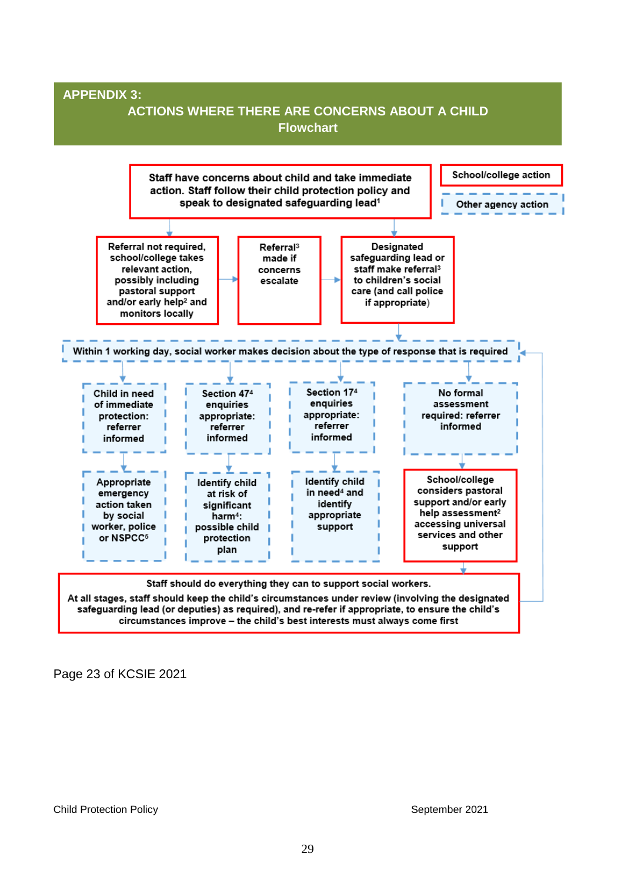## APPENDIX 3:

## ACTIONS WHERE THERE ARE CONCERNS ABOUT A CHILD

### Flowchart

School/college action

Other agency action

Staff have concerns about child and take immediate action. Staff follow their child protection policy and speak to designated safeguarding lead[1]

Referral not required, school/college takes relevant action, possibly including pastoral support and/or early help[2] and monitors locally

Referral[3] made if concerns escalate

Designated safeguarding lead or staff make referral[3] to children's social care (and call police if appropriate)

Within 1 working day, social worker makes decision about the type of response that is required

Child in need of immediate protection: referrer informed

Appropriate emergency action taken by social worker, police or NSPCC[5]

Section 47[4] enquiries appropriate: referrer informed

Identify child at risk of significant harm[4]: possible child protection plan

Section 17[4] enquiries appropriate: referrer informed

Identify child in need[4] and identify appropriate support

No formal assessment required: referrer informed

School/college considers pastoral support and/or early help assessment[2] accessing universal services and other support

Staff should do everything they can to support social workers.

At all stages, staff should keep the child's circumstances under review (involving the designated safeguarding lead (or deputies) as required), and re-refer if appropriate, to ensure the child's circumstances improve – the child's best interests must always come first

Page 23 of KCSIE 2021

Child Protection Policy September 2021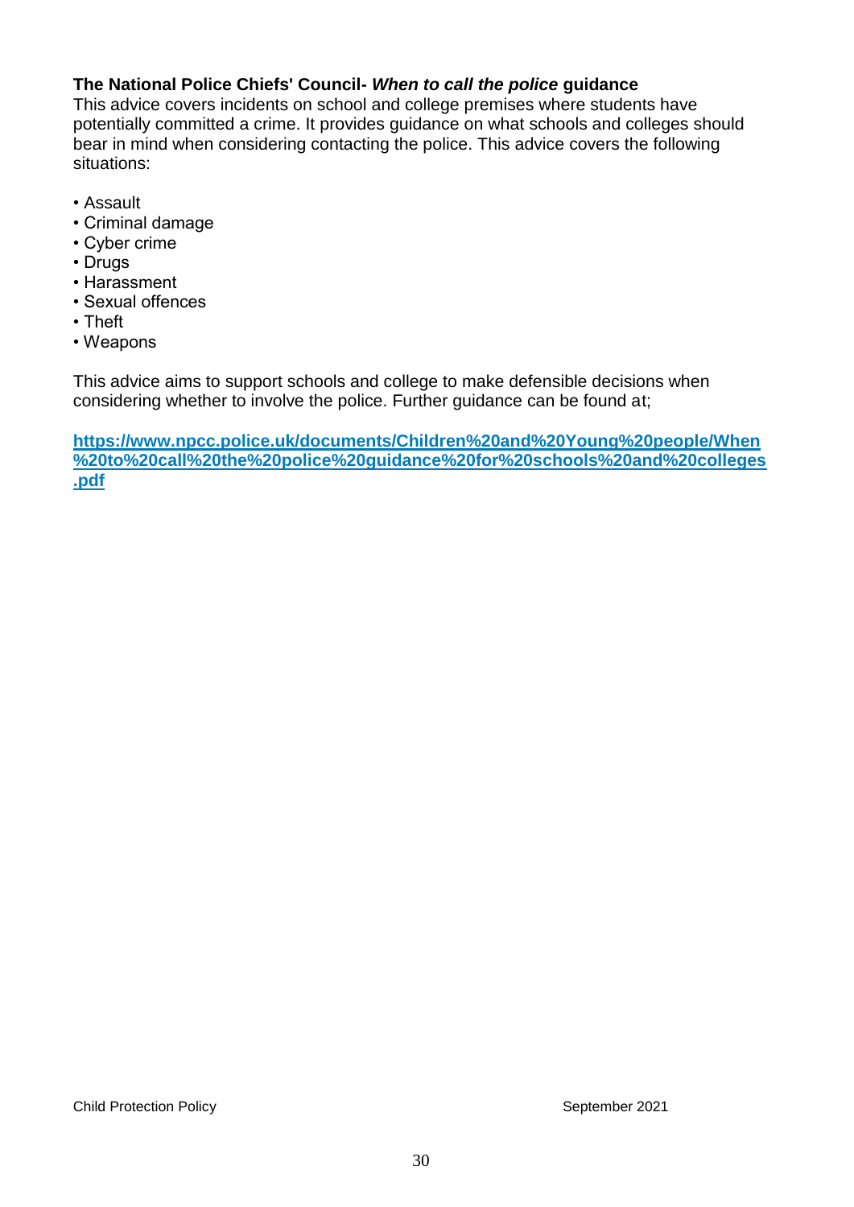**The National Police Chiefs' Council- *When to call the police* guidance**

This advice covers incidents on school and college premises where students have potentially committed a crime. It provides guidance on what schools and colleges should bear in mind when considering contacting the police. This advice covers the following situations:

- Assault
- Criminal damage
- Cyber crime
- Drugs
- Harassment
- Sexual offences
- Theft
- Weapons

This advice aims to support schools and college to make defensible decisions when considering whether to involve the police. Further guidance can be found at;

[https://www.npcc.police.uk/documents/Children%20and%20Young%20people/When%20to%20call%20the%20police%20guidance%20for%20schools%20and%20colleges.pdf](https://www.npcc.police.uk/documents/Children%20and%20Young%20people/When%20to%20call%20the%20police%20guidance%20for%20schools%20and%20colleges.pdf)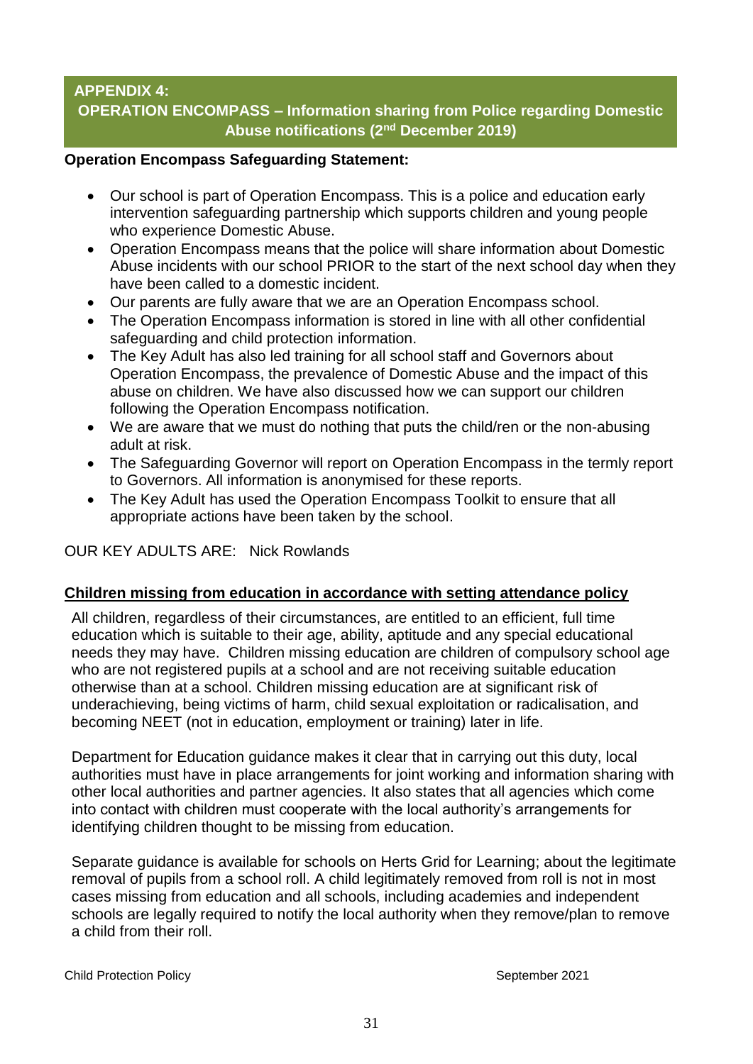## APPENDIX 4:
## OPERATION ENCOMPASS – Information sharing from Police regarding Domestic Abuse notifications (2nd December 2019)

**Operation Encompass Safeguarding Statement:**

- Our school is part of Operation Encompass. This is a police and education early intervention safeguarding partnership which supports children and young people who experience Domestic Abuse.
- Operation Encompass means that the police will share information about Domestic Abuse incidents with our school PRIOR to the start of the next school day when they have been called to a domestic incident.
- Our parents are fully aware that we are an Operation Encompass school.
- The Operation Encompass information is stored in line with all other confidential safeguarding and child protection information.
- The Key Adult has also led training for all school staff and Governors about Operation Encompass, the prevalence of Domestic Abuse and the impact of this abuse on children. We have also discussed how we can support our children following the Operation Encompass notification.
- We are aware that we must do nothing that puts the child/ren or the non-abusing adult at risk.
- The Safeguarding Governor will report on Operation Encompass in the termly report to Governors. All information is anonymised for these reports.
- The Key Adult has used the Operation Encompass Toolkit to ensure that all appropriate actions have been taken by the school.

OUR KEY ADULTS ARE: Nick Rowlands

### Children missing from education in accordance with setting attendance policy

All children, regardless of their circumstances, are entitled to an efficient, full time education which is suitable to their age, ability, aptitude and any special educational needs they may have. Children missing education are children of compulsory school age who are not registered pupils at a school and are not receiving suitable education otherwise than at a school. Children missing education are at significant risk of underachieving, being victims of harm, child sexual exploitation or radicalisation, and becoming NEET (not in education, employment or training) later in life.

Department for Education guidance makes it clear that in carrying out this duty, local authorities must have in place arrangements for joint working and information sharing with other local authorities and partner agencies. It also states that all agencies which come into contact with children must cooperate with the local authority's arrangements for identifying children thought to be missing from education.

Separate guidance is available for schools on Herts Grid for Learning; about the legitimate removal of pupils from a school roll. A child legitimately removed from roll is not in most cases missing from education and all schools, including academies and independent schools are legally required to notify the local authority when they remove/plan to remove a child from their roll.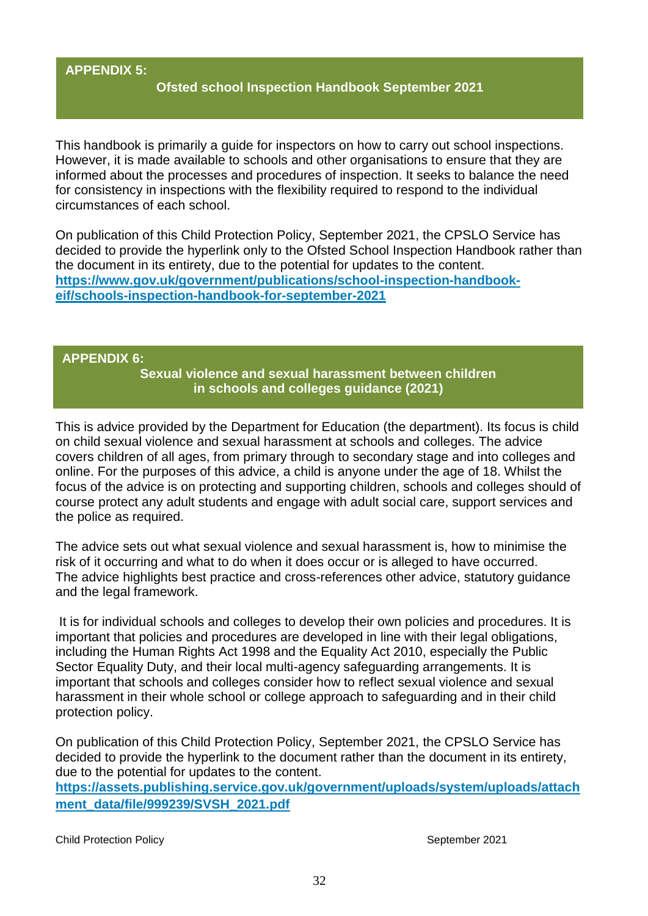## APPENDIX 5:

### Ofsted school Inspection Handbook September 2021

This handbook is primarily a guide for inspectors on how to carry out school inspections. However, it is made available to schools and other organisations to ensure that they are informed about the processes and procedures of inspection. It seeks to balance the need for consistency in inspections with the flexibility required to respond to the individual circumstances of each school.

On publication of this Child Protection Policy, September 2021, the CPSLO Service has decided to provide the hyperlink only to the Ofsted School Inspection Handbook rather than the document in its entirety, due to the potential for updates to the content.
**https://www.gov.uk/government/publications/school-inspection-handbook-eif/schools-inspection-handbook-for-september-2021**

## APPENDIX 6:

### Sexual violence and sexual harassment between children in schools and colleges guidance (2021)

This is advice provided by the Department for Education (the department). Its focus is child on child sexual violence and sexual harassment at schools and colleges. The advice covers children of all ages, from primary through to secondary stage and into colleges and online. For the purposes of this advice, a child is anyone under the age of 18. Whilst the focus of the advice is on protecting and supporting children, schools and colleges should of course protect any adult students and engage with adult social care, support services and the police as required.

The advice sets out what sexual violence and sexual harassment is, how to minimise the risk of it occurring and what to do when it does occur or is alleged to have occurred. The advice highlights best practice and cross-references other advice, statutory guidance and the legal framework.

It is for individual schools and colleges to develop their own policies and procedures. It is important that policies and procedures are developed in line with their legal obligations, including the Human Rights Act 1998 and the Equality Act 2010, especially the Public Sector Equality Duty, and their local multi-agency safeguarding arrangements. It is important that schools and colleges consider how to reflect sexual violence and sexual harassment in their whole school or college approach to safeguarding and in their child protection policy.

On publication of this Child Protection Policy, September 2021, the CPSLO Service has decided to provide the hyperlink to the document rather than the document in its entirety, due to the potential for updates to the content.
**https://assets.publishing.service.gov.uk/government/uploads/system/uploads/attachment_data/file/999239/SVSH_2021.pdf**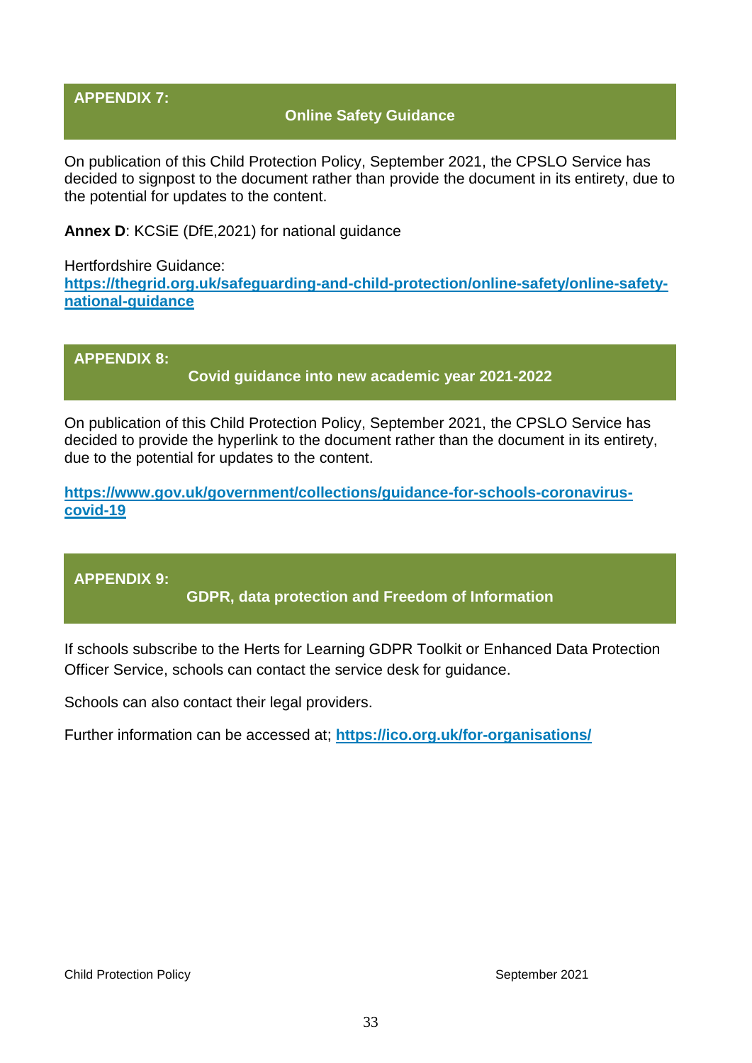## APPENDIX 7:

### Online Safety Guidance

On publication of this Child Protection Policy, September 2021, the CPSLO Service has decided to signpost to the document rather than provide the document in its entirety, due to the potential for updates to the content.

**Annex D**: KCSiE (DfE,2021) for national guidance

Hertfordshire Guidance:
**https://thegrid.org.uk/safeguarding-and-child-protection/online-safety/online-safety-national-guidance**

## APPENDIX 8:

### Covid guidance into new academic year 2021-2022

On publication of this Child Protection Policy, September 2021, the CPSLO Service has decided to provide the hyperlink to the document rather than the document in its entirety, due to the potential for updates to the content.

**https://www.gov.uk/government/collections/guidance-for-schools-coronavirus-covid-19**

## APPENDIX 9:

### GDPR, data protection and Freedom of Information

If schools subscribe to the Herts for Learning GDPR Toolkit or Enhanced Data Protection Officer Service, schools can contact the service desk for guidance.

Schools can also contact their legal providers.

Further information can be accessed at; **https://ico.org.uk/for-organisations/**